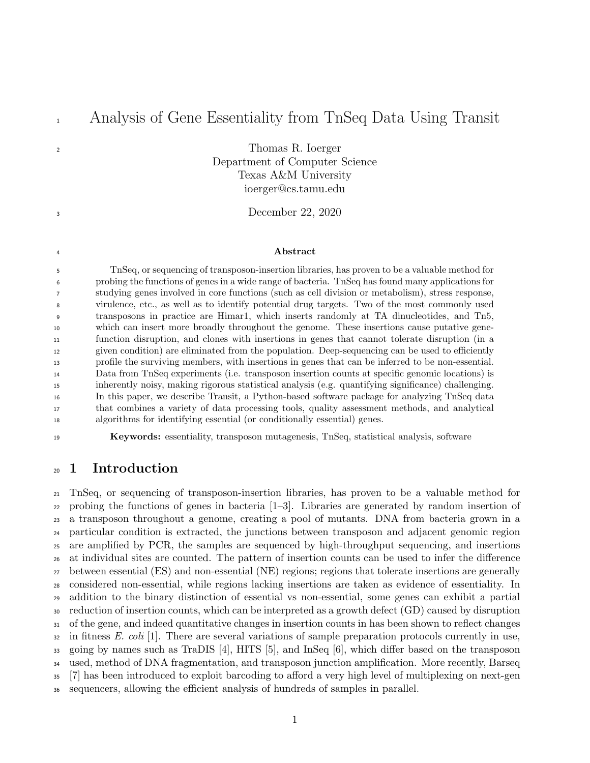# Analysis of Gene Essentiality from TnSeq Data Using Transit

Thomas R. Ioerger
Department of Computer Science
Texas A&M University
ioerger@cs.tamu.edu

December 22, 2020

**Abstract**

TnSeq, or sequencing of transposon-insertion libraries, has proven to be a valuable method for probing the functions of genes in a wide range of bacteria. TnSeq has found many applications for studying genes involved in core functions (such as cell division or metabolism), stress response, virulence, etc., as well as to identify potential drug targets. Two of the most commonly used transposons in practice are Himar1, which inserts randomly at TA dinucleotides, and Tn5, which can insert more broadly throughout the genome. These insertions cause putative gene-function disruption, and clones with insertions in genes that cannot tolerate disruption (in a given condition) are eliminated from the population. Deep-sequencing can be used to efficiently profile the surviving members, with insertions in genes that can be inferred to be non-essential. Data from TnSeq experiments (i.e. transposon insertion counts at specific genomic locations) is inherently noisy, making rigorous statistical analysis (e.g. quantifying significance) challenging. In this paper, we describe Transit, a Python-based software package for analyzing TnSeq data that combines a variety of data processing tools, quality assessment methods, and analytical algorithms for identifying essential (or conditionally essential) genes.

**Keywords:** essentiality, transposon mutagenesis, TnSeq, statistical analysis, software

## 1 Introduction

TnSeq, or sequencing of transposon-insertion libraries, has proven to be a valuable method for probing the functions of genes in bacteria [1–3]. Libraries are generated by random insertion of a transposon throughout a genome, creating a pool of mutants. DNA from bacteria grown in a particular condition is extracted, the junctions between transposon and adjacent genomic region are amplified by PCR, the samples are sequenced by high-throughput sequencing, and insertions at individual sites are counted. The pattern of insertion counts can be used to infer the difference between essential (ES) and non-essential (NE) regions; regions that tolerate insertions are generally considered non-essential, while regions lacking insertions are taken as evidence of essentiality. In addition to the binary distinction of essential vs non-essential, some genes can exhibit a partial reduction of insertion counts, which can be interpreted as a growth defect (GD) caused by disruption of the gene, and indeed quantitative changes in insertion counts in has been shown to reflect changes in fitness *E. coli* [1]. There are several variations of sample preparation protocols currently in use, going by names such as TraDIS [4], HITS [5], and InSeq [6], which differ based on the transposon used, method of DNA fragmentation, and transposon junction amplification. More recently, Barseq [7] has been introduced to exploit barcoding to afford a very high level of multiplexing on next-gen sequencers, allowing the efficient analysis of hundreds of samples in parallel.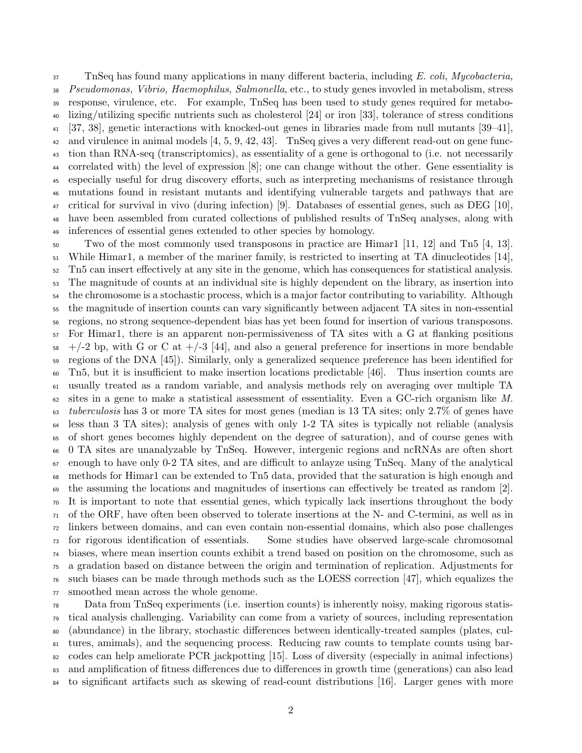TnSeq has found many applications in many different bacteria, including *E. coli*, *Mycobacteria, Pseudomonas, Vibrio, Haemophilus, Salmonella*, etc., to study genes invovled in metabolism, stress response, virulence, etc. For example, TnSeq has been used to study genes required for metabolizing/utilizing specific nutrients such as cholesterol [24] or iron [33], tolerance of stress conditions [37, 38], genetic interactions with knocked-out genes in libraries made from null mutants [39–41], and virulence in animal models [4, 5, 9, 42, 43]. TnSeq gives a very different read-out on gene function than RNA-seq (transcriptomics), as essentiality of a gene is orthogonal to (i.e. not necessarily correlated with) the level of expression [8]; one can change without the other. Gene essentiality is especially useful for drug discovery efforts, such as interpreting mechanisms of resistance through mutations found in resistant mutants and identifying vulnerable targets and pathways that are critical for survival in vivo (during infection) [9]. Databases of essential genes, such as DEG [10], have been assembled from curated collections of published results of TnSeq analyses, along with inferences of essential genes extended to other species by homology.

Two of the most commonly used transposons in practice are Himar1 [11, 12] and Tn5 [4, 13]. While Himar1, a member of the mariner family, is restricted to inserting at TA dinucleotides [14], Tn5 can insert effectively at any site in the genome, which has consequences for statistical analysis. The magnitude of counts at an individual site is highly dependent on the library, as insertion into the chromosome is a stochastic process, which is a major factor contributing to variability. Although the magnitude of insertion counts can vary significantly between adjacent TA sites in non-essential regions, no strong sequence-dependent bias has yet been found for insertion of various transposons. For Himar1, there is an apparent non-permissiveness of TA sites with a G at flanking positions +/-2 bp, with G or C at +/-3 [44], and also a general preference for insertions in more bendable regions of the DNA [45]). Similarly, only a generalized sequence preference has been identified for Tn5, but it is insufficient to make insertion locations predictable [46]. Thus insertion counts are usually treated as a random variable, and analysis methods rely on averaging over multiple TA sites in a gene to make a statistical assessment of essentiality. Even a GC-rich organism like *M. tuberculosis* has 3 or more TA sites for most genes (median is 13 TA sites; only 2.7% of genes have less than 3 TA sites); analysis of genes with only 1-2 TA sites is typically not reliable (analysis of short genes becomes highly dependent on the degree of saturation), and of course genes with 0 TA sites are unanalyzable by TnSeq. However, intergenic regions and ncRNAs are often short enough to have only 0-2 TA sites, and are difficult to anlayze using TnSeq. Many of the analytical methods for Himar1 can be extended to Tn5 data, provided that the saturation is high enough and the assuming the locations and magnitudes of insertions can effectively be treated as random [2]. It is important to note that essential genes, which typically lack insertions throughout the body of the ORF, have often been observed to tolerate insertions at the N- and C-termini, as well as in linkers between domains, and can even contain non-essential domains, which also pose challenges for rigorous identification of essentials. Some studies have observed large-scale chromosomal biases, where mean insertion counts exhibit a trend based on position on the chromosome, such as a gradation based on distance between the origin and termination of replication. Adjustments for such biases can be made through methods such as the LOESS correction [47], which equalizes the smoothed mean across the whole genome.

Data from TnSeq experiments (i.e. insertion counts) is inherently noisy, making rigorous statistical analysis challenging. Variability can come from a variety of sources, including representation (abundance) in the library, stochastic differences between identically-treated samples (plates, cultures, amimals), and the sequencing process. Reducing raw counts to template counts using barcodes can help ameliorate PCR jackpotting [15]. Loss of diversity (especially in animal infections) and amplification of fitness differences due to differences in growth time (generations) can also lead to significant artifacts such as skewing of read-count distributions [16]. Larger genes with more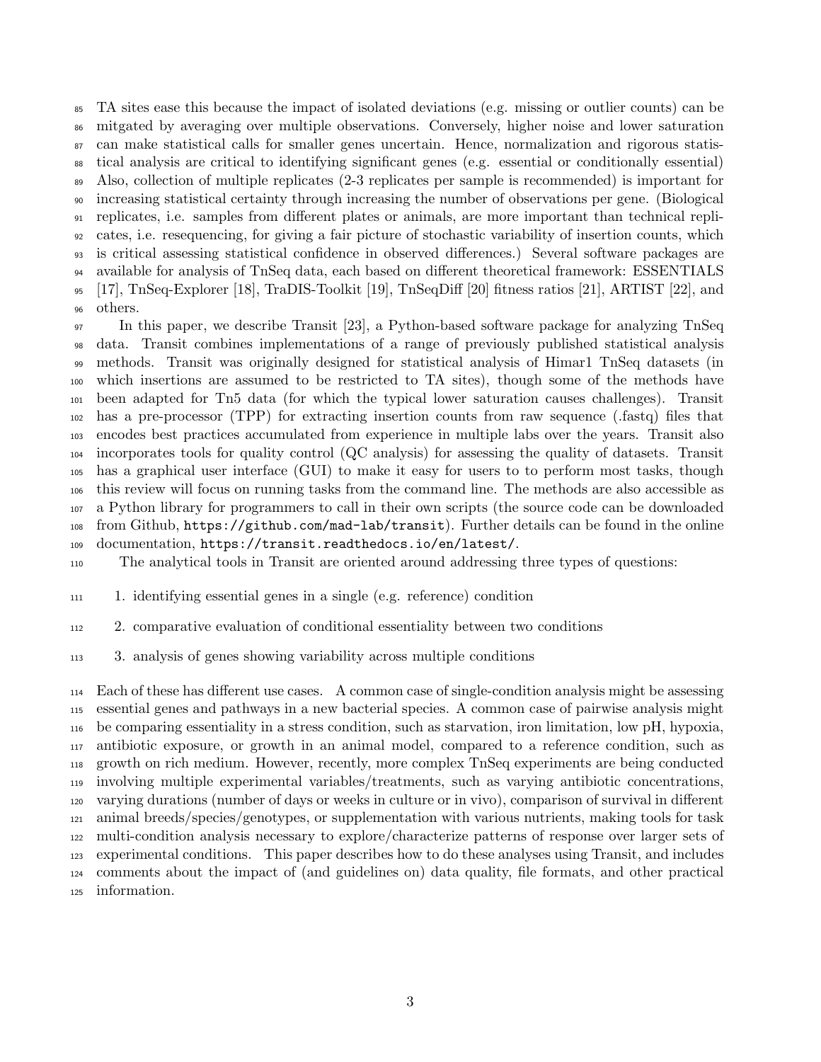TA sites ease this because the impact of isolated deviations (e.g. missing or outlier counts) can be mitgated by averaging over multiple observations. Conversely, higher noise and lower saturation can make statistical calls for smaller genes uncertain. Hence, normalization and rigorous statistical analysis are critical to identifying significant genes (e.g. essential or conditionally essential) Also, collection of multiple replicates (2-3 replicates per sample is recommended) is important for increasing statistical certainty through increasing the number of observations per gene. (Biological replicates, i.e. samples from different plates or animals, are more important than technical replicates, i.e. resequencing, for giving a fair picture of stochastic variability of insertion counts, which is critical assessing statistical confidence in observed differences.) Several software packages are available for analysis of TnSeq data, each based on different theoretical framework: ESSENTIALS [17], TnSeq-Explorer [18], TraDIS-Toolkit [19], TnSeqDiff [20] fitness ratios [21], ARTIST [22], and others.

In this paper, we describe Transit [23], a Python-based software package for analyzing TnSeq data. Transit combines implementations of a range of previously published statistical analysis methods. Transit was originally designed for statistical analysis of Himar1 TnSeq datasets (in which insertions are assumed to be restricted to TA sites), though some of the methods have been adapted for Tn5 data (for which the typical lower saturation causes challenges). Transit has a pre-processor (TPP) for extracting insertion counts from raw sequence (.fastq) files that encodes best practices accumulated from experience in multiple labs over the years. Transit also incorporates tools for quality control (QC analysis) for assessing the quality of datasets. Transit has a graphical user interface (GUI) to make it easy for users to to perform most tasks, though this review will focus on running tasks from the command line. The methods are also accessible as a Python library for programmers to call in their own scripts (the source code can be downloaded from Github, `https://github.com/mad-lab/transit`). Further details can be found in the online documentation, `https://transit.readthedocs.io/en/latest/`.

The analytical tools in Transit are oriented around addressing three types of questions:

1. identifying essential genes in a single (e.g. reference) condition
2. comparative evaluation of conditional essentiality between two conditions
3. analysis of genes showing variability across multiple conditions

Each of these has different use cases. A common case of single-condition analysis might be assessing essential genes and pathways in a new bacterial species. A common case of pairwise analysis might be comparing essentiality in a stress condition, such as starvation, iron limitation, low pH, hypoxia, antibiotic exposure, or growth in an animal model, compared to a reference condition, such as growth on rich medium. However, recently, more complex TnSeq experiments are being conducted involving multiple experimental variables/treatments, such as varying antibiotic concentrations, varying durations (number of days or weeks in culture or in vivo), comparison of survival in different animal breeds/species/genotypes, or supplementation with various nutrients, making tools for task multi-condition analysis necessary to explore/characterize patterns of response over larger sets of experimental conditions. This paper describes how to do these analyses using Transit, and includes comments about the impact of (and guidelines on) data quality, file formats, and other practical information.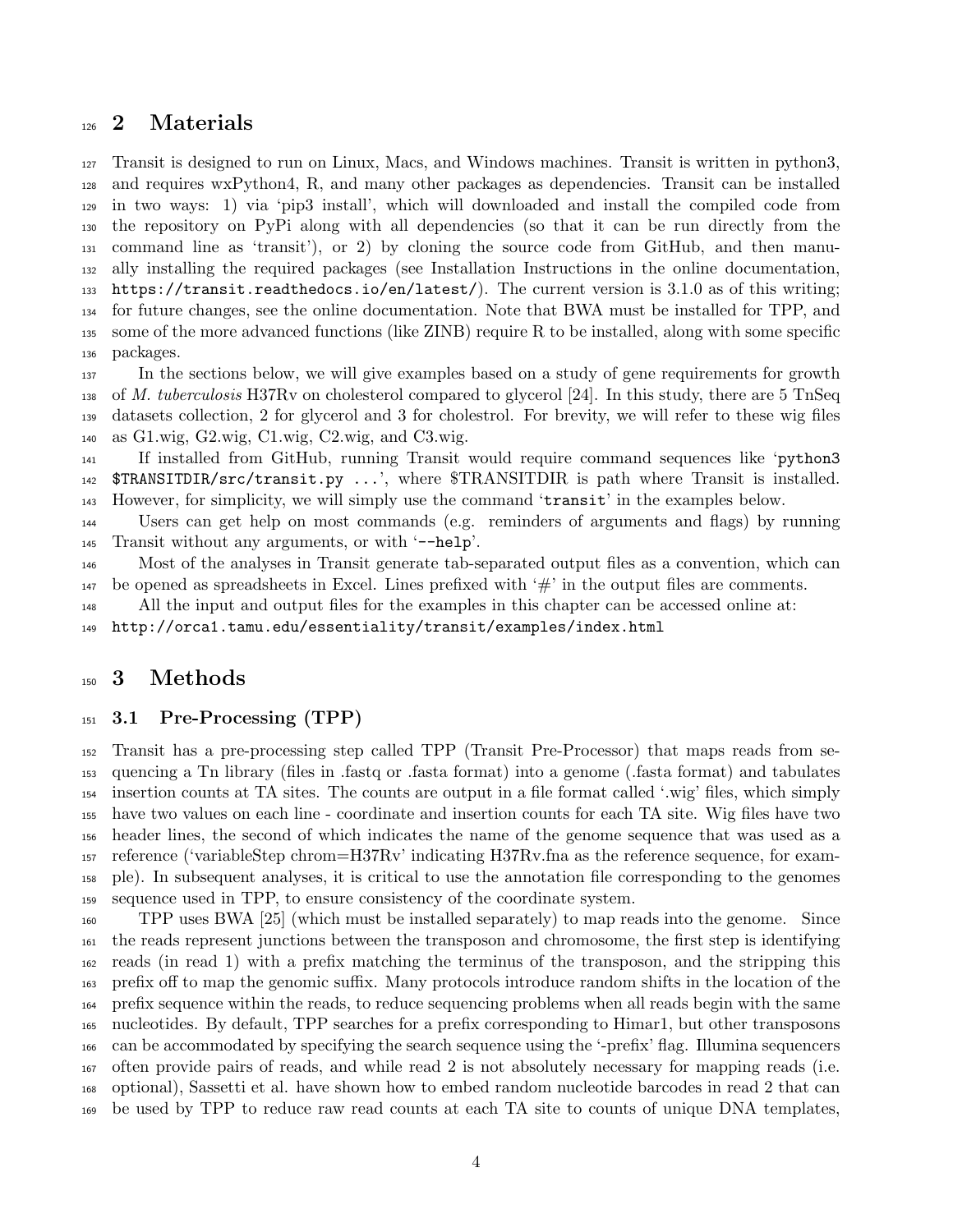## 2 Materials

Transit is designed to run on Linux, Macs, and Windows machines. Transit is written in python3, and requires wxPython4, R, and many other packages as dependencies. Transit can be installed in two ways: 1) via 'pip3 install', which will downloaded and install the compiled code from the repository on PyPi along with all dependencies (so that it can be run directly from the command line as 'transit'), or 2) by cloning the source code from GitHub, and then manually installing the required packages (see Installation Instructions in the online documentation, `https://transit.readthedocs.io/en/latest/`). The current version is 3.1.0 as of this writing; for future changes, see the online documentation. Note that BWA must be installed for TPP, and some of the more advanced functions (like ZINB) require R to be installed, along with some specific packages.

In the sections below, we will give examples based on a study of gene requirements for growth of *M. tuberculosis* H37Rv on cholesterol compared to glycerol [24]. In this study, there are 5 TnSeq datasets collection, 2 for glycerol and 3 for cholestrol. For brevity, we will refer to these wig files as G1.wig, G2.wig, C1.wig, C2.wig, and C3.wig.

If installed from GitHub, running Transit would require command sequences like '`python3 $TRANSITDIR/src/transit.py ...`', where $TRANSITDIR is path where Transit is installed. However, for simplicity, we will simply use the command '`transit`' in the examples below.

Users can get help on most commands (e.g. reminders of arguments and flags) by running Transit without any arguments, or with '`--help`'.

Most of the analyses in Transit generate tab-separated output files as a convention, which can be opened as spreadsheets in Excel. Lines prefixed with '#' in the output files are comments.

All the input and output files for the examples in this chapter can be accessed online at: `http://orca1.tamu.edu/essentiality/transit/examples/index.html`

## 3 Methods

### 3.1 Pre-Processing (TPP)

Transit has a pre-processing step called TPP (Transit Pre-Processor) that maps reads from sequencing a Tn library (files in .fastq or .fasta format) into a genome (.fasta format) and tabulates insertion counts at TA sites. The counts are output in a file format called '.wig' files, which simply have two values on each line - coordinate and insertion counts for each TA site. Wig files have two header lines, the second of which indicates the name of the genome sequence that was used as a reference ('variableStep chrom=H37Rv' indicating H37Rv.fna as the reference sequence, for example). In subsequent analyses, it is critical to use the annotation file corresponding to the genomes sequence used in TPP, to ensure consistency of the coordinate system.

TPP uses BWA [25] (which must be installed separately) to map reads into the genome. Since the reads represent junctions between the transposon and chromosome, the first step is identifying reads (in read 1) with a prefix matching the terminus of the transposon, and the stripping this prefix off to map the genomic suffix. Many protocols introduce random shifts in the location of the prefix sequence within the reads, to reduce sequencing problems when all reads begin with the same nucleotides. By default, TPP searches for a prefix corresponding to Himar1, but other transposons can be accommodated by specifying the search sequence using the '-prefix' flag. Illumina sequencers often provide pairs of reads, and while read 2 is not absolutely necessary for mapping reads (i.e. optional), Sassetti et al. have shown how to embed random nucleotide barcodes in read 2 that can be used by TPP to reduce raw read counts at each TA site to counts of unique DNA templates,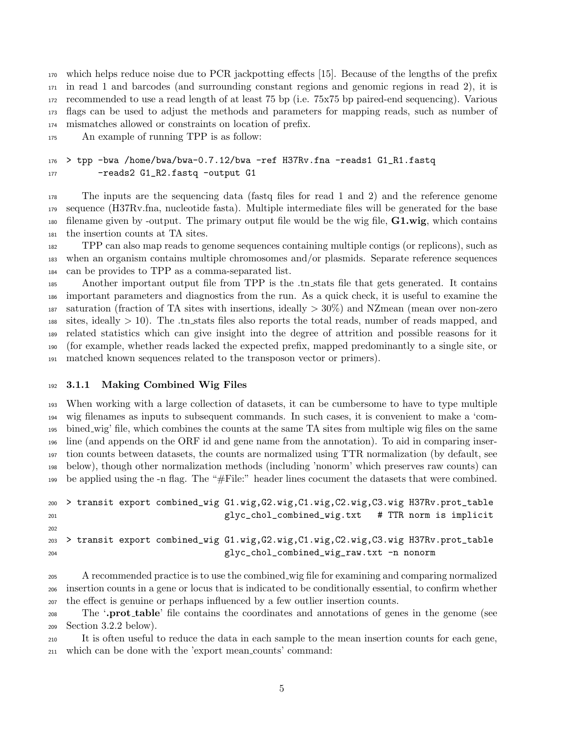which helps reduce noise due to PCR jackpotting effects [15]. Because of the lengths of the prefix in read 1 and barcodes (and surrounding constant regions and genomic regions in read 2), it is recommended to use a read length of at least 75 bp (i.e. 75x75 bp paired-end sequencing). Various flags can be used to adjust the methods and parameters for mapping reads, such as number of mismatches allowed or constraints on location of prefix.

An example of running TPP is as follow:

```
> tpp -bwa /home/bwa/bwa-0.7.12/bwa -ref H37Rv.fna -reads1 G1_R1.fastq
      -reads2 G1_R2.fastq -output G1
```

The inputs are the sequencing data (fastq files for read 1 and 2) and the reference genome sequence (H37Rv.fna, nucleotide fasta). Multiple intermediate files will be generated for the base filename given by -output. The primary output file would be the wig file, **G1.wig**, which contains the insertion counts at TA sites.

TPP can also map reads to genome sequences containing multiple contigs (or replicons), such as when an organism contains multiple chromosomes and/or plasmids. Separate reference sequences can be provides to TPP as a comma-separated list.

Another important output file from TPP is the .tn_stats file that gets generated. It contains important parameters and diagnostics from the run. As a quick check, it is useful to examine the saturation (fraction of TA sites with insertions, ideally > 30%) and NZmean (mean over non-zero sites, ideally > 10). The .tn_stats files also reports the total reads, number of reads mapped, and related statistics which can give insight into the degree of attrition and possible reasons for it (for example, whether reads lacked the expected prefix, mapped predominantly to a single site, or matched known sequences related to the transposon vector or primers).

### 3.1.1 Making Combined Wig Files

When working with a large collection of datasets, it can be cumbersome to have to type multiple wig filenames as inputs to subsequent commands. In such cases, it is convenient to make a 'combined_wig' file, which combines the counts at the same TA sites from multiple wig files on the same line (and appends on the ORF id and gene name from the annotation). To aid in comparing insertion counts between datasets, the counts are normalized using TTR normalization (by default, see below), though other normalization methods (including 'nonorm' which preserves raw counts) can be applied using the -n flag. The "#File:" header lines cocument the datasets that were combined.

```
> transit export combined_wig G1.wig,G2.wig,C1.wig,C2.wig,C3.wig H37Rv.prot_table
                              glyc_chol_combined_wig.txt   # TTR norm is implicit

> transit export combined_wig G1.wig,G2.wig,C1.wig,C2.wig,C3.wig H37Rv.prot_table
                              glyc_chol_combined_wig_raw.txt -n nonorm
```

A recommended practice is to use the combined_wig file for examining and comparing normalized insertion counts in a gene or locus that is indicated to be conditionally essential, to confirm whether the effect is genuine or perhaps influenced by a few outlier insertion counts.

The '**.prot_table**' file contains the coordinates and annotations of genes in the genome (see Section 3.2.2 below).

It is often useful to reduce the data in each sample to the mean insertion counts for each gene, which can be done with the 'export mean_counts' command: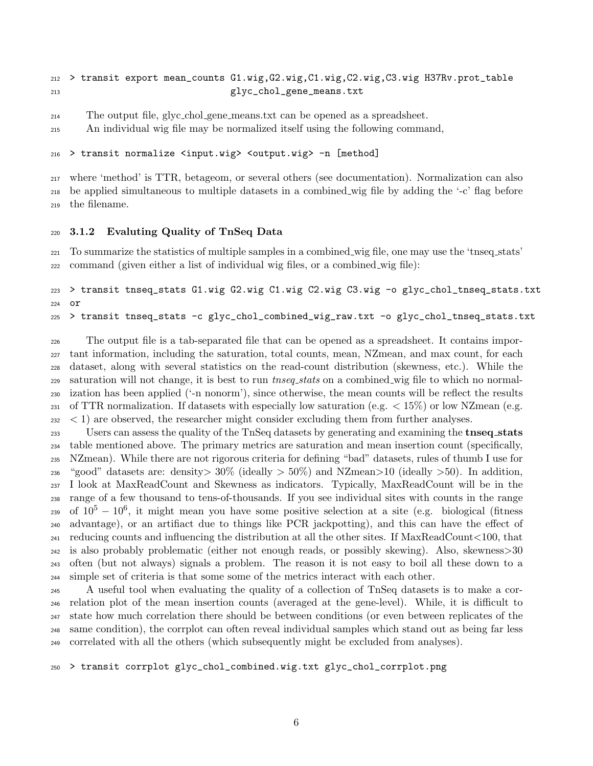```
> transit export mean_counts G1.wig,G2.wig,C1.wig,C2.wig,C3.wig H37Rv.prot_table
                             glyc_chol_gene_means.txt
```

The output file, glyc_chol_gene_means.txt can be opened as a spreadsheet.

An individual wig file may be normalized itself using the following command,

```
> transit normalize <input.wig> <output.wig> -n [method]
```

where 'method' is TTR, betageom, or several others (see documentation). Normalization can also be applied simultaneous to multiple datasets in a combined_wig file by adding the '-c' flag before the filename.

### 3.1.2 Evaluting Quality of TnSeq Data

To summarize the statistics of multiple samples in a combined_wig file, one may use the 'tnseq_stats' command (given either a list of individual wig files, or a combined_wig file):

```
> transit tnseq_stats G1.wig G2.wig C1.wig C2.wig C3.wig -o glyc_chol_tnseq_stats.txt
or
> transit tnseq_stats -c glyc_chol_combined_wig_raw.txt -o glyc_chol_tnseq_stats.txt
```

The output file is a tab-separated file that can be opened as a spreadsheet. It contains important information, including the saturation, total counts, mean, NZmean, and max count, for each dataset, along with several statistics on the read-count distribution (skewness, etc.). While the saturation will not change, it is best to run *tnseq_stats* on a combined_wig file to which no normalization has been applied ('-n nonorm'), since otherwise, the mean counts will be reflect the results of TTR normalization. If datasets with especially low saturation (e.g. $< 15\%$) or low NZmean (e.g. $< 1$) are observed, the researcher might consider excluding them from further analyses.

Users can assess the quality of the TnSeq datasets by generating and examining the **tnseq_stats** table mentioned above. The primary metrics are saturation and mean insertion count (specifically, NZmean). While there are not rigorous criteria for defining "bad" datasets, rules of thumb I use for "good" datasets are: density$> 30\%$ (ideally $> 50\%$) and NZmean$>10$ (ideally $>50$). In addition, I look at MaxReadCount and Skewness as indicators. Typically, MaxReadCount will be in the range of a few thousand to tens-of-thousands. If you see individual sites with counts in the range of $10^5 - 10^6$, it might mean you have some positive selection at a site (e.g. biological (fitness advantage), or an artifiact due to things like PCR jackpotting), and this can have the effect of reducing counts and influencing the distribution at all the other sites. If MaxReadCount$<100$, that is also probably problematic (either not enough reads, or possibly skewing). Also, skewness$>30$ often (but not always) signals a problem. The reason it is not easy to boil all these down to a simple set of criteria is that some some of the metrics interact with each other.

A useful tool when evaluating the quality of a collection of TnSeq datasets is to make a correlation plot of the mean insertion counts (averaged at the gene-level). While, it is difficult to state how much correlation there should be between conditions (or even between replicates of the same condition), the corrplot can often reveal individual samples which stand out as being far less correlated with all the others (which subsequently might be excluded from analyses).

```
> transit corrplot glyc_chol_combined.wig.txt glyc_chol_corrplot.png
```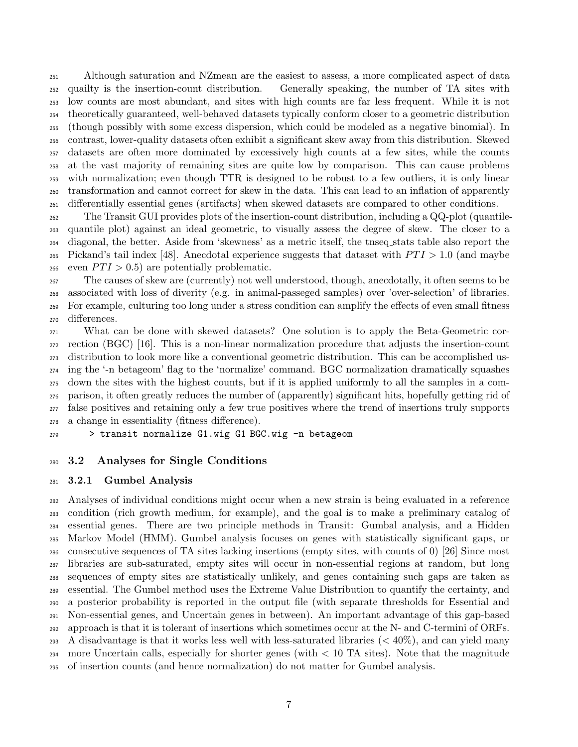Although saturation and NZmean are the easiest to assess, a more complicated aspect of data quailty is the insertion-count distribution. Generally speaking, the number of TA sites with low counts are most abundant, and sites with high counts are far less frequent. While it is not theoretically guaranteed, well-behaved datasets typically conform closer to a geometric distribution (though possibly with some excess dispersion, which could be modeled as a negative binomial). In contrast, lower-quality datasets often exhibit a significant skew away from this distribution. Skewed datasets are often more dominated by excessively high counts at a few sites, while the counts at the vast majority of remaining sites are quite low by comparison. This can cause problems with normalization; even though TTR is designed to be robust to a few outliers, it is only linear transformation and cannot correct for skew in the data. This can lead to an inflation of apparently differentially essential genes (artifacts) when skewed datasets are compared to other conditions.

The Transit GUI provides plots of the insertion-count distribution, including a QQ-plot (quantile-quantile plot) against an ideal geometric, to visually assess the degree of skew. The closer to a diagonal, the better. Aside from 'skewness' as a metric itself, the tnseq_stats table also report the Pickand's tail index [48]. Anecdotal experience suggests that dataset with $PTI > 1.0$ (and maybe even $PTI > 0.5$) are potentially problematic.

The causes of skew are (currently) not well understood, though, anecdotally, it often seems to be associated with loss of diverity (e.g. in animal-passeged samples) over 'over-selection' of libraries. For example, culturing too long under a stress condition can amplify the effects of even small fitness differences.

What can be done with skewed datasets? One solution is to apply the Beta-Geometric correction (BGC) [16]. This is a non-linear normalization procedure that adjusts the insertion-count distribution to look more like a conventional geometric distribution. This can be accomplished using the '-n betageom' flag to the 'normalize' command. BGC normalization dramatically squashes down the sites with the highest counts, but if it is applied uniformly to all the samples in a comparison, it often greatly reduces the number of (apparently) significant hits, hopefully getting rid of false positives and retaining only a few true positives where the trend of insertions truly supports a change in essentiality (fitness difference).

```
> transit normalize G1.wig G1_BGC.wig -n betageom
```

## 3.2 Analyses for Single Conditions

### 3.2.1 Gumbel Analysis

Analyses of individual conditions might occur when a new strain is being evaluated in a reference condition (rich growth medium, for example), and the goal is to make a preliminary catalog of essential genes. There are two principle methods in Transit: Gumbal analysis, and a Hidden Markov Model (HMM). Gumbel analysis focuses on genes with statistically significant gaps, or consecutive sequences of TA sites lacking insertions (empty sites, with counts of 0) [26] Since most libraries are sub-saturated, empty sites will occur in non-essential regions at random, but long sequences of empty sites are statistically unlikely, and genes containing such gaps are taken as essential. The Gumbel method uses the Extreme Value Distribution to quantify the certainty, and a posterior probability is reported in the output file (with separate thresholds for Essential and Non-essential genes, and Uncertain genes in between). An important advantage of this gap-based approach is that it is tolerant of insertions which sometimes occur at the N- and C-termini of ORFs. A disadvantage is that it works less well with less-saturated libraries ($< 40\%$), and can yield many more Uncertain calls, especially for shorter genes (with $< 10$ TA sites). Note that the magnitude of insertion counts (and hence normalization) do not matter for Gumbel analysis.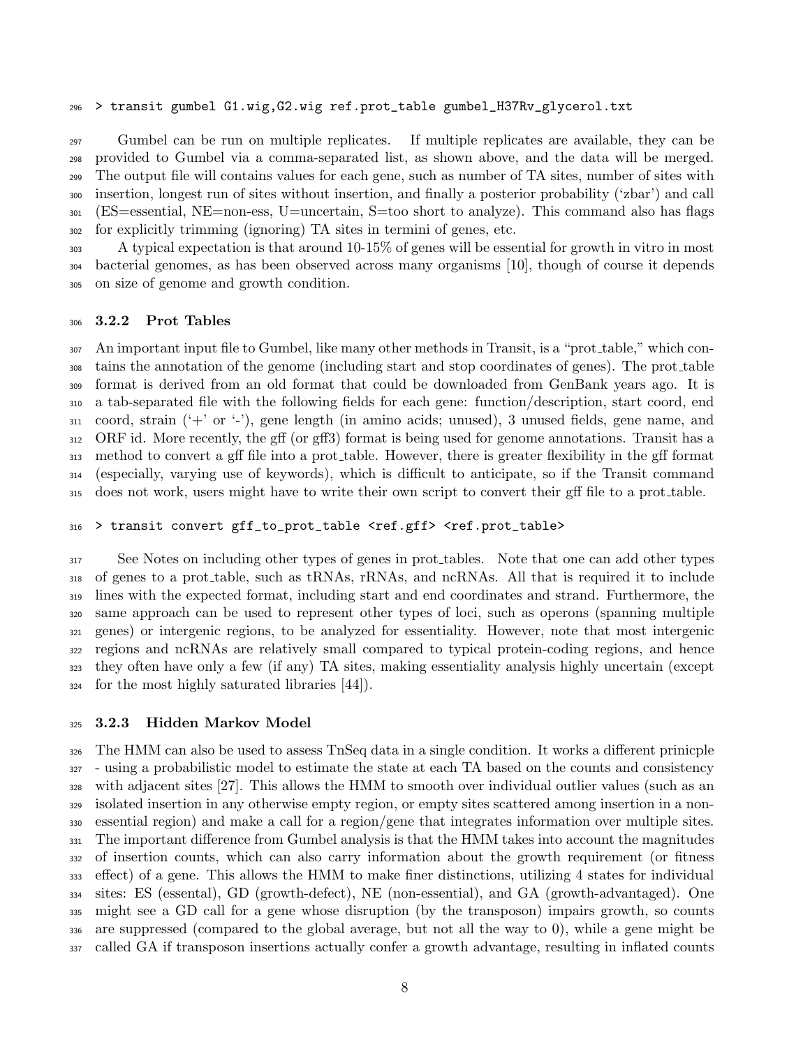```
> transit gumbel G1.wig,G2.wig ref.prot_table gumbel_H37Rv_glycerol.txt
```

Gumbel can be run on multiple replicates. If multiple replicates are available, they can be provided to Gumbel via a comma-separated list, as shown above, and the data will be merged. The output file will contains values for each gene, such as number of TA sites, number of sites with insertion, longest run of sites without insertion, and finally a posterior probability ('zbar') and call (ES=essential, NE=non-ess, U=uncertain, S=too short to analyze). This command also has flags for explicitly trimming (ignoring) TA sites in termini of genes, etc.

A typical expectation is that around 10-15% of genes will be essential for growth in vitro in most bacterial genomes, as has been observed across many organisms [10], though of course it depends on size of genome and growth condition.

### 3.2.2 Prot Tables

An important input file to Gumbel, like many other methods in Transit, is a "prot_table," which contains the annotation of the genome (including start and stop coordinates of genes). The prot_table format is derived from an old format that could be downloaded from GenBank years ago. It is a tab-separated file with the following fields for each gene: function/description, start coord, end coord, strain ('+' or '-'), gene length (in amino acids; unused), 3 unused fields, gene name, and ORF id. More recently, the gff (or gff3) format is being used for genome annotations. Transit has a method to convert a gff file into a prot_table. However, there is greater flexibility in the gff format (especially, varying use of keywords), which is difficult to anticipate, so if the Transit command does not work, users might have to write their own script to convert their gff file to a prot_table.

```
> transit convert gff_to_prot_table <ref.gff> <ref.prot_table>
```

See Notes on including other types of genes in prot_tables. Note that one can add other types of genes to a prot_table, such as tRNAs, rRNAs, and ncRNAs. All that is required it to include lines with the expected format, including start and end coordinates and strand. Furthermore, the same approach can be used to represent other types of loci, such as operons (spanning multiple genes) or intergenic regions, to be analyzed for essentiality. However, note that most intergenic regions and ncRNAs are relatively small compared to typical protein-coding regions, and hence they often have only a few (if any) TA sites, making essentiality analysis highly uncertain (except for the most highly saturated libraries [44]).

### 3.2.3 Hidden Markov Model

The HMM can also be used to assess TnSeq data in a single condition. It works a different prinicple - using a probabilistic model to estimate the state at each TA based on the counts and consistency with adjacent sites [27]. This allows the HMM to smooth over individual outlier values (such as an isolated insertion in any otherwise empty region, or empty sites scattered among insertion in a non-essential region) and make a call for a region/gene that integrates information over multiple sites. The important difference from Gumbel analysis is that the HMM takes into account the magnitudes of insertion counts, which can also carry information about the growth requirement (or fitness effect) of a gene. This allows the HMM to make finer distinctions, utilizing 4 states for individual sites: ES (essental), GD (growth-defect), NE (non-essential), and GA (growth-advantaged). One might see a GD call for a gene whose disruption (by the transposon) impairs growth, so counts are suppressed (compared to the global average, but not all the way to 0), while a gene might be called GA if transposon insertions actually confer a growth advantage, resulting in inflated counts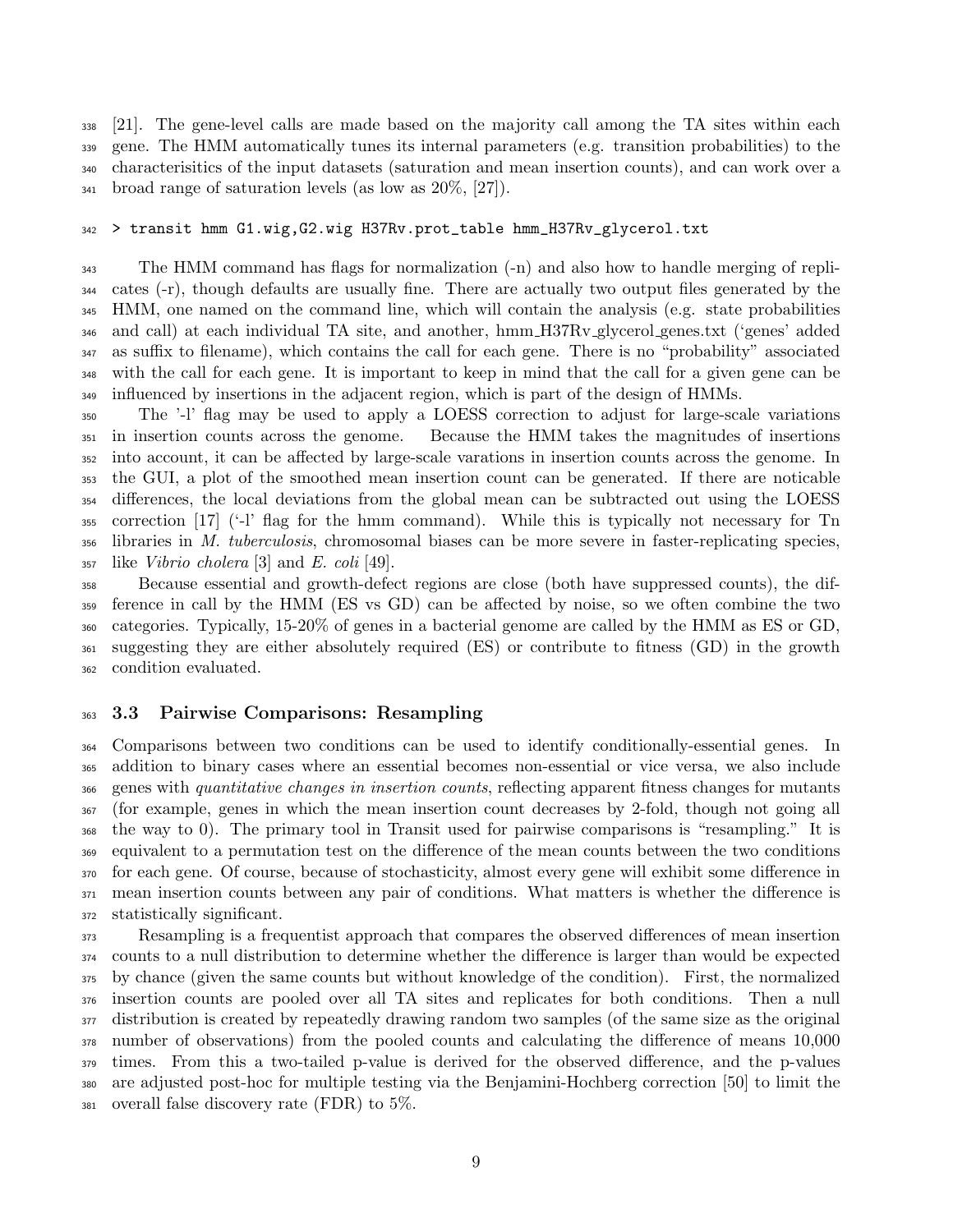[21]. The gene-level calls are made based on the majority call among the TA sites within each gene. The HMM automatically tunes its internal parameters (e.g. transition probabilities) to the characterisitics of the input datasets (saturation and mean insertion counts), and can work over a broad range of saturation levels (as low as 20%, [27]).

```
> transit hmm G1.wig,G2.wig H37Rv.prot_table hmm_H37Rv_glycerol.txt
```

The HMM command has flags for normalization (-n) and also how to handle merging of replicates (-r), though defaults are usually fine. There are actually two output files generated by the HMM, one named on the command line, which will contain the analysis (e.g. state probabilities and call) at each individual TA site, and another, hmm_H37Rv_glycerol_genes.txt ('genes' added as suffix to filename), which contains the call for each gene. There is no "probability" associated with the call for each gene. It is important to keep in mind that the call for a given gene can be influenced by insertions in the adjacent region, which is part of the design of HMMs.

The '-l' flag may be used to apply a LOESS correction to adjust for large-scale variations in insertion counts across the genome. Because the HMM takes the magnitudes of insertions into account, it can be affected by large-scale varations in insertion counts across the genome. In the GUI, a plot of the smoothed mean insertion count can be generated. If there are noticable differences, the local deviations from the global mean can be subtracted out using the LOESS correction [17] ('-l' flag for the hmm command). While this is typically not necessary for Tn libraries in *M. tuberculosis*, chromosomal biases can be more severe in faster-replicating species, like *Vibrio cholera* [3] and *E. coli* [49].

Because essential and growth-defect regions are close (both have suppressed counts), the difference in call by the HMM (ES vs GD) can be affected by noise, so we often combine the two categories. Typically, 15-20% of genes in a bacterial genome are called by the HMM as ES or GD, suggesting they are either absolutely required (ES) or contribute to fitness (GD) in the growth condition evaluated.

### 3.3 Pairwise Comparisons: Resampling

Comparisons between two conditions can be used to identify conditionally-essential genes. In addition to binary cases where an essential becomes non-essential or vice versa, we also include genes with *quantitative changes in insertion counts*, reflecting apparent fitness changes for mutants (for example, genes in which the mean insertion count decreases by 2-fold, though not going all the way to 0). The primary tool in Transit used for pairwise comparisons is "resampling." It is equivalent to a permutation test on the difference of the mean counts between the two conditions for each gene. Of course, because of stochasticity, almost every gene will exhibit some difference in mean insertion counts between any pair of conditions. What matters is whether the difference is statistically significant.

Resampling is a frequentist approach that compares the observed differences of mean insertion counts to a null distribution to determine whether the difference is larger than would be expected by chance (given the same counts but without knowledge of the condition). First, the normalized insertion counts are pooled over all TA sites and replicates for both conditions. Then a null distribution is created by repeatedly drawing random two samples (of the same size as the original number of observations) from the pooled counts and calculating the difference of means 10,000 times. From this a two-tailed p-value is derived for the observed difference, and the p-values are adjusted post-hoc for multiple testing via the Benjamini-Hochberg correction [50] to limit the overall false discovery rate (FDR) to 5%.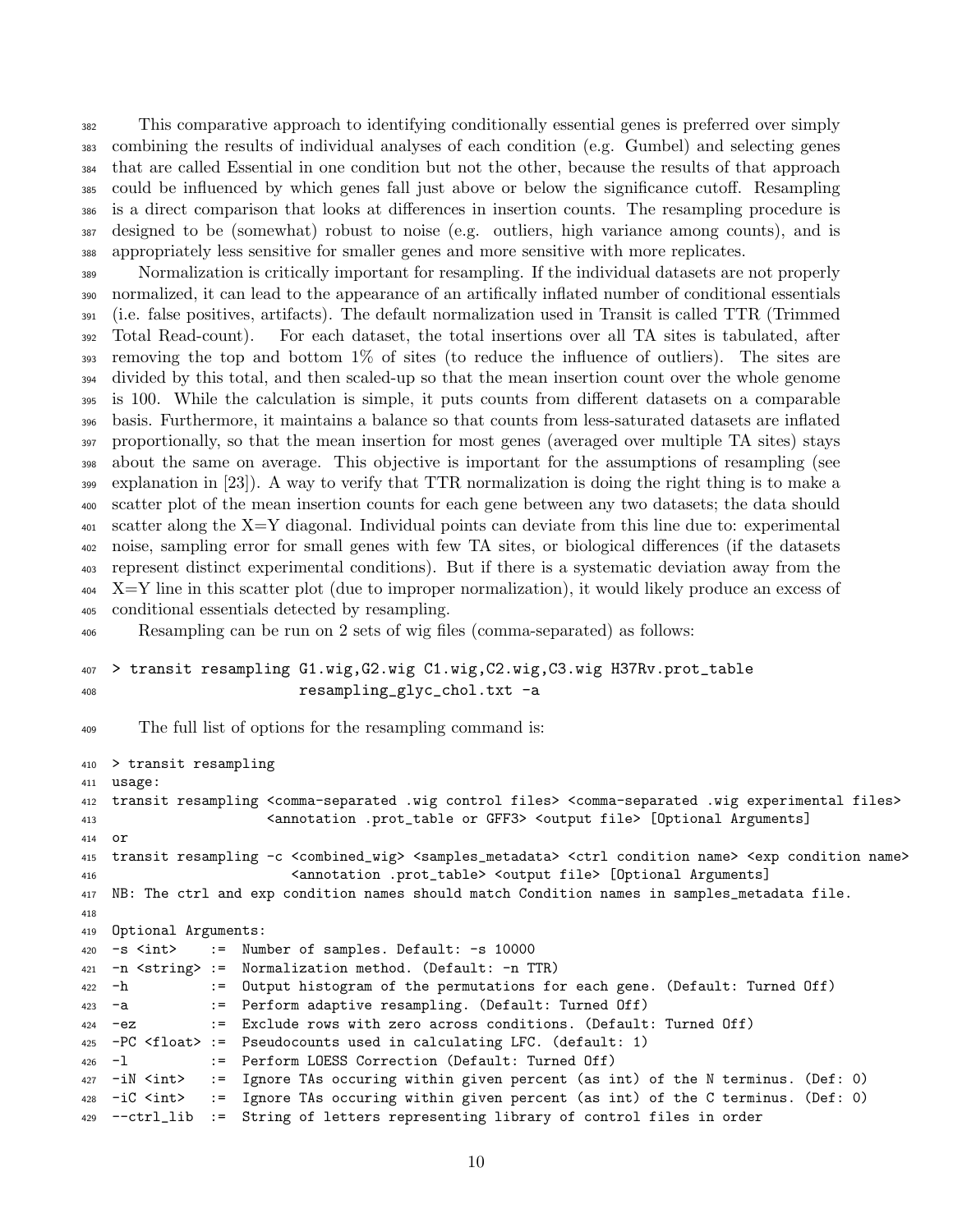This comparative approach to identifying conditionally essential genes is preferred over simply combining the results of individual analyses of each condition (e.g. Gumbel) and selecting genes that are called Essential in one condition but not the other, because the results of that approach could be influenced by which genes fall just above or below the significance cutoff. Resampling is a direct comparison that looks at differences in insertion counts. The resampling procedure is designed to be (somewhat) robust to noise (e.g. outliers, high variance among counts), and is appropriately less sensitive for smaller genes and more sensitive with more replicates.

Normalization is critically important for resampling. If the individual datasets are not properly normalized, it can lead to the appearance of an artifically inflated number of conditional essentials (i.e. false positives, artifacts). The default normalization used in Transit is called TTR (Trimmed Total Read-count). For each dataset, the total insertions over all TA sites is tabulated, after removing the top and bottom 1% of sites (to reduce the influence of outliers). The sites are divided by this total, and then scaled-up so that the mean insertion count over the whole genome is 100. While the calculation is simple, it puts counts from different datasets on a comparable basis. Furthermore, it maintains a balance so that counts from less-saturated datasets are inflated proportionally, so that the mean insertion for most genes (averaged over multiple TA sites) stays about the same on average. This objective is important for the assumptions of resampling (see explanation in [23]). A way to verify that TTR normalization is doing the right thing is to make a scatter plot of the mean insertion counts for each gene between any two datasets; the data should scatter along the X=Y diagonal. Individual points can deviate from this line due to: experimental noise, sampling error for small genes with few TA sites, or biological differences (if the datasets represent distinct experimental conditions). But if there is a systematic deviation away from the X=Y line in this scatter plot (due to improper normalization), it would likely produce an excess of conditional essentials detected by resampling.

Resampling can be run on 2 sets of wig files (comma-separated) as follows:

```
> transit resampling G1.wig,G2.wig C1.wig,C2.wig,C3.wig H37Rv.prot_table
                         resampling_glyc_chol.txt -a
```

The full list of options for the resampling command is:

```
> transit resampling
usage:
transit resampling <comma-separated .wig control files> <comma-separated .wig experimental files>
                   <annotation .prot_table or GFF3> <output file> [Optional Arguments]
or
transit resampling -c <combined_wig> <samples_metadata> <ctrl condition name> <exp condition name>
                      <annotation .prot_table> <output file> [Optional Arguments]
NB: The ctrl and exp condition names should match Condition names in samples_metadata file.

Optional Arguments:
-s <int>     :=  Number of samples. Default: -s 10000
-n <string> :=  Normalization method. (Default: -n TTR)
-h           :=  Output histogram of the permutations for each gene. (Default: Turned Off)
-a           :=  Perform adaptive resampling. (Default: Turned Off)
-ez          :=  Exclude rows with zero across conditions. (Default: Turned Off)
-PC <float> :=  Pseudocounts used in calculating LFC. (default: 1)
-l           :=  Perform LOESS Correction (Default: Turned Off)
-iN <int>    :=  Ignore TAs occuring within given percent (as int) of the N terminus. (Def: 0)
-iC <int>    :=  Ignore TAs occuring within given percent (as int) of the C terminus. (Def: 0)
--ctrl_lib  :=  String of letters representing library of control files in order
```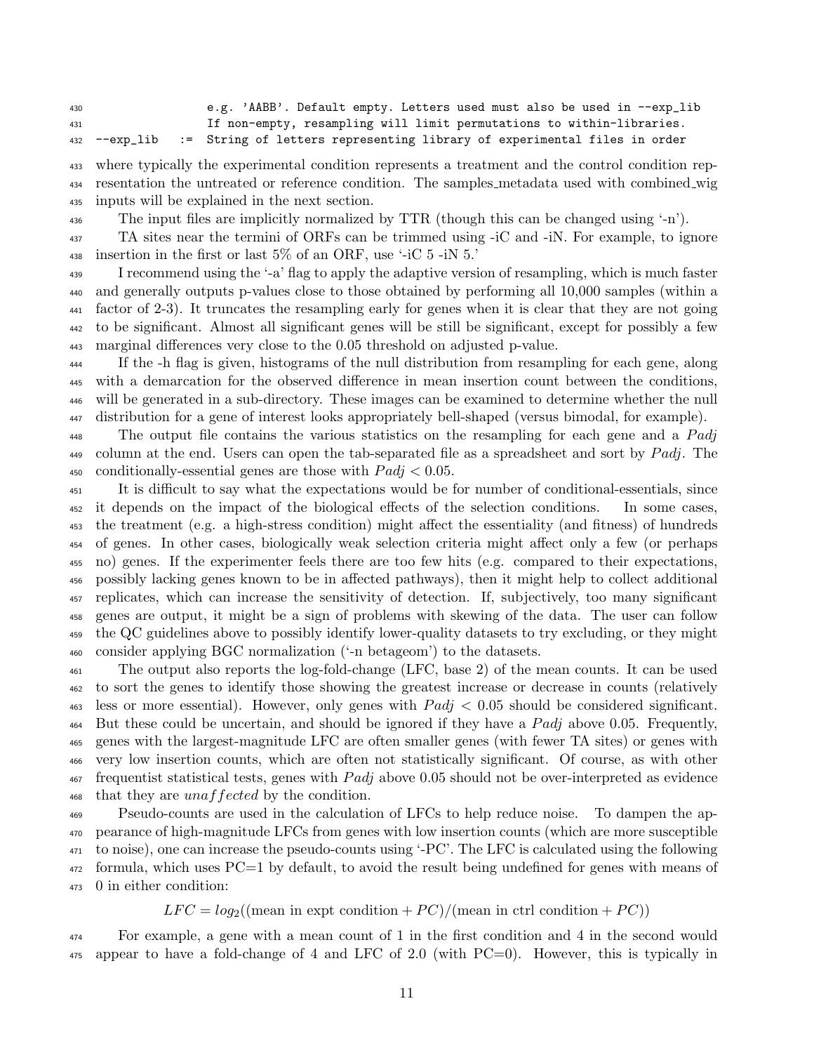```
                  e.g. 'AABB'. Default empty. Letters used must also be used in --exp_lib
                  If non-empty, resampling will limit permutations to within-libraries.
--exp_lib    :=  String of letters representing library of experimental files in order
```

where typically the experimental condition represents a treatment and the control condition representation the untreated or reference condition. The samples_metadata used with combined_wig inputs will be explained in the next section.

The input files are implicitly normalized by TTR (though this can be changed using '-n').

TA sites near the termini of ORFs can be trimmed using -iC and -iN. For example, to ignore insertion in the first or last 5% of an ORF, use '-iC 5 -iN 5.'

I recommend using the '-a' flag to apply the adaptive version of resampling, which is much faster and generally outputs p-values close to those obtained by performing all 10,000 samples (within a factor of 2-3). It truncates the resampling early for genes when it is clear that they are not going to be significant. Almost all significant genes will be still be significant, except for possibly a few marginal differences very close to the 0.05 threshold on adjusted p-value.

If the -h flag is given, histograms of the null distribution from resampling for each gene, along with a demarcation for the observed difference in mean insertion count between the conditions, will be generated in a sub-directory. These images can be examined to determine whether the null distribution for a gene of interest looks appropriately bell-shaped (versus bimodal, for example).

The output file contains the various statistics on the resampling for each gene and a $Padj$ column at the end. Users can open the tab-separated file as a spreadsheet and sort by $Padj$. The conditionally-essential genes are those with $Padj < 0.05$.

It is difficult to say what the expectations would be for number of conditional-essentials, since it depends on the impact of the biological effects of the selection conditions. In some cases, the treatment (e.g. a high-stress condition) might affect the essentiality (and fitness) of hundreds of genes. In other cases, biologically weak selection criteria might affect only a few (or perhaps no) genes. If the experimenter feels there are too few hits (e.g. compared to their expectations, possibly lacking genes known to be in affected pathways), then it might help to collect additional replicates, which can increase the sensitivity of detection. If, subjectively, too many significant genes are output, it might be a sign of problems with skewing of the data. The user can follow the QC guidelines above to possibly identify lower-quality datasets to try excluding, or they might consider applying BGC normalization ('-n betageom') to the datasets.

The output also reports the log-fold-change (LFC, base 2) of the mean counts. It can be used to sort the genes to identify those showing the greatest increase or decrease in counts (relatively less or more essential). However, only genes with $Padj < 0.05$ should be considered significant. But these could be uncertain, and should be ignored if they have a $Padj$ above 0.05. Frequently, genes with the largest-magnitude LFC are often smaller genes (with fewer TA sites) or genes with very low insertion counts, which are often not statistically significant. Of course, as with other frequentist statistical tests, genes with $Padj$ above 0.05 should not be over-interpreted as evidence that they are $unaffected$ by the condition.

Pseudo-counts are used in the calculation of LFCs to help reduce noise. To dampen the appearance of high-magnitude LFCs from genes with low insertion counts (which are more susceptible to noise), one can increase the pseudo-counts using '-PC'. The LFC is calculated using the following formula, which uses PC=1 by default, to avoid the result being undefined for genes with means of 0 in either condition:

$$LFC = log_2((\text{mean in expt condition} + PC)/(\text{mean in ctrl condition} + PC))$$

For example, a gene with a mean count of 1 in the first condition and 4 in the second would appear to have a fold-change of 4 and LFC of 2.0 (with PC=0). However, this is typically in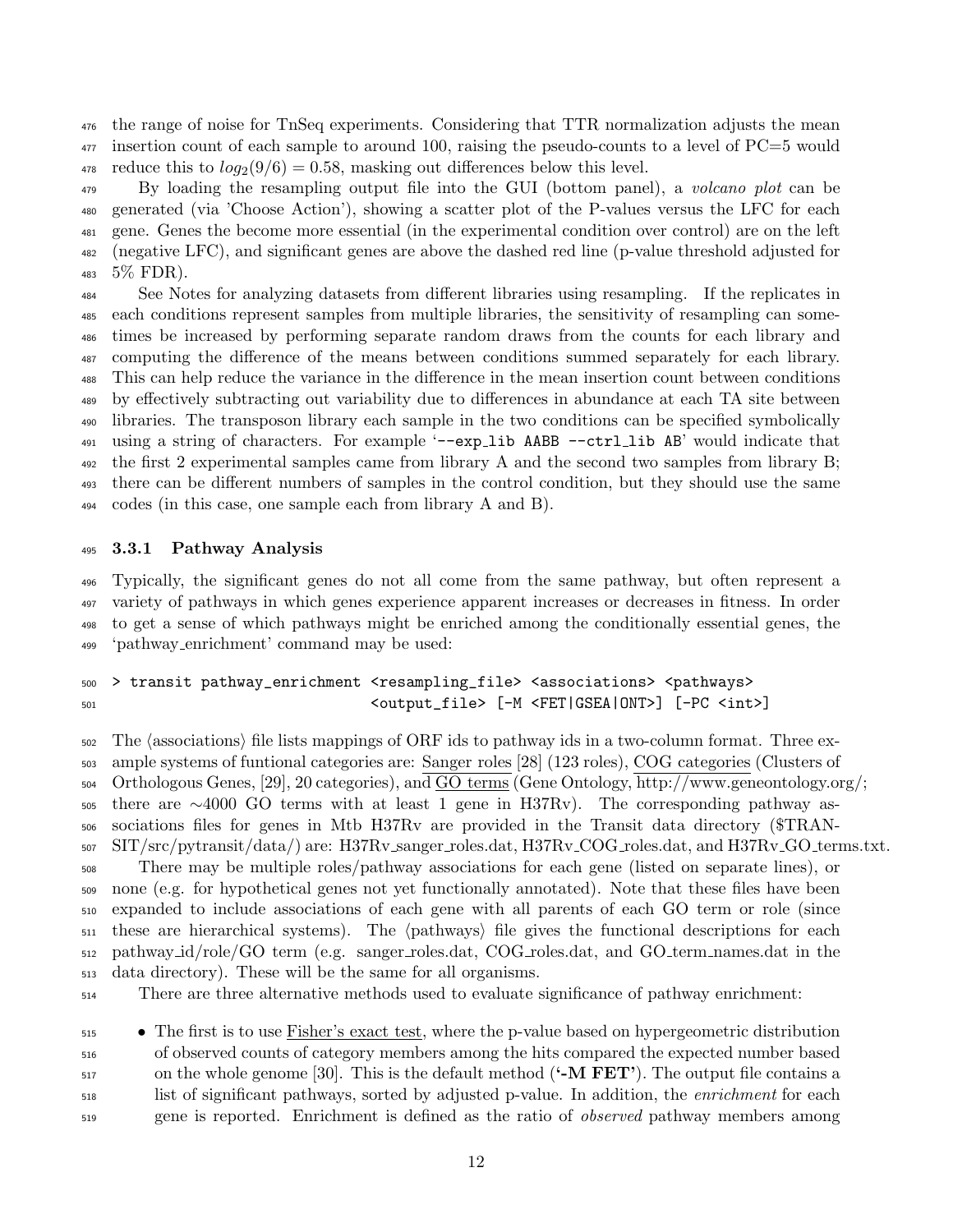the range of noise for TnSeq experiments. Considering that TTR normalization adjusts the mean insertion count of each sample to around 100, raising the pseudo-counts to a level of PC=5 would reduce this to $log_2(9/6) = 0.58$, masking out differences below this level.

By loading the resampling output file into the GUI (bottom panel), a *volcano plot* can be generated (via 'Choose Action'), showing a scatter plot of the P-values versus the LFC for each gene. Genes the become more essential (in the experimental condition over control) are on the left (negative LFC), and significant genes are above the dashed red line (p-value threshold adjusted for 5% FDR).

See Notes for analyzing datasets from different libraries using resampling. If the replicates in each conditions represent samples from multiple libraries, the sensitivity of resampling can sometimes be increased by performing separate random draws from the counts for each library and computing the difference of the means between conditions summed separately for each library. This can help reduce the variance in the difference in the mean insertion count between conditions by effectively subtracting out variability due to differences in abundance at each TA site between libraries. The transposon library each sample in the two conditions can be specified symbolically using a string of characters. For example '`--exp_lib AABB --ctrl_lib AB`' would indicate that the first 2 experimental samples came from library A and the second two samples from library B; there can be different numbers of samples in the control condition, but they should use the same codes (in this case, one sample each from library A and B).

### 3.3.1 Pathway Analysis

Typically, the significant genes do not all come from the same pathway, but often represent a variety of pathways in which genes experience apparent increases or decreases in fitness. In order to get a sense of which pathways might be enriched among the conditionally essential genes, the 'pathway_enrichment' command may be used:

```
> transit pathway_enrichment <resampling_file> <associations> <pathways>
                             <output_file> [-M <FET|GSEA|ONT>] [-PC <int>]
```

The ⟨associations⟩ file lists mappings of ORF ids to pathway ids in a two-column format. Three example systems of funtional categories are: Sanger roles [28] (123 roles), COG categories (Clusters of Orthologous Genes, [29], 20 categories), and GO terms (Gene Ontology, http://www.geneontology.org/; there are ∼4000 GO terms with at least 1 gene in H37Rv). The corresponding pathway associations files for genes in Mtb H37Rv are provided in the Transit data directory ($TRANSIT/src/pytransit/data/) are: H37Rv_sanger_roles.dat, H37Rv_COG_roles.dat, and H37Rv_GO_terms.txt.

There may be multiple roles/pathway associations for each gene (listed on separate lines), or none (e.g. for hypothetical genes not yet functionally annotated). Note that these files have been expanded to include associations of each gene with all parents of each GO term or role (since these are hierarchical systems). The ⟨pathways⟩ file gives the functional descriptions for each pathway_id/role/GO term (e.g. sanger_roles.dat, COG_roles.dat, and GO_term_names.dat in the data directory). These will be the same for all organisms.

There are three alternative methods used to evaluate significance of pathway enrichment:

- The first is to use Fisher's exact test, where the p-value based on hypergeometric distribution of observed counts of category members among the hits compared the expected number based on the whole genome [30]. This is the default method (**'-M FET'**). The output file contains a list of significant pathways, sorted by adjusted p-value. In addition, the *enrichment* for each gene is reported. Enrichment is defined as the ratio of *observed* pathway members among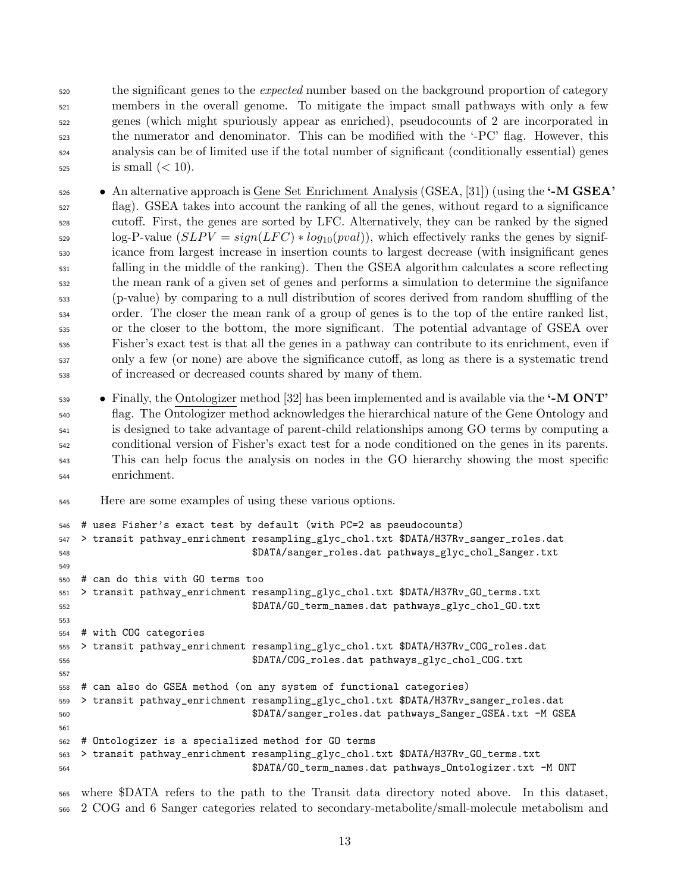the significant genes to the *expected* number based on the background proportion of category members in the overall genome. To mitigate the impact small pathways with only a few genes (which might spuriously appear as enriched), pseudocounts of 2 are incorporated in the numerator and denominator. This can be modified with the '-PC' flag. However, this analysis can be of limited use if the total number of significant (conditionally essential) genes is small ($< 10$).

- An alternative approach is Gene Set Enrichment Analysis (GSEA, [31]) (using the **'-M GSEA'** flag). GSEA takes into account the ranking of all the genes, without regard to a significance cutoff. First, the genes are sorted by LFC. Alternatively, they can be ranked by the signed log-P-value ($SLPV = sign(LFC) * log_{10}(pval)$), which effectively ranks the genes by significance from largest increase in insertion counts to largest decrease (with insignificant genes falling in the middle of the ranking). Then the GSEA algorithm calculates a score reflecting the mean rank of a given set of genes and performs a simulation to determine the signifance (p-value) by comparing to a null distribution of scores derived from random shuffling of the order. The closer the mean rank of a group of genes is to the top of the entire ranked list, or the closer to the bottom, the more significant. The potential advantage of GSEA over Fisher's exact test is that all the genes in a pathway can contribute to its enrichment, even if only a few (or none) are above the significance cutoff, as long as there is a systematic trend of increased or decreased counts shared by many of them.
- Finally, the Ontologizer method [32] has been implemented and is available via the **'-M ONT'** flag. The Ontologizer method acknowledges the hierarchical nature of the Gene Ontology and is designed to take advantage of parent-child relationships among GO terms by computing a conditional version of Fisher's exact test for a node conditioned on the genes in its parents. This can help focus the analysis on nodes in the GO hierarchy showing the most specific enrichment.

Here are some examples of using these various options.

```
# uses Fisher's exact test by default (with PC=2 as pseudocounts)
> transit pathway_enrichment resampling_glyc_chol.txt $DATA/H37Rv_sanger_roles.dat
                             $DATA/sanger_roles.dat pathways_glyc_chol_Sanger.txt

# can do this with GO terms too
> transit pathway_enrichment resampling_glyc_chol.txt $DATA/H37Rv_GO_terms.txt
                             $DATA/GO_term_names.dat pathways_glyc_chol_GO.txt

# with COG categories
> transit pathway_enrichment resampling_glyc_chol.txt $DATA/H37Rv_COG_roles.dat
                             $DATA/COG_roles.dat pathways_glyc_chol_COG.txt

# can also do GSEA method (on any system of functional categories)
> transit pathway_enrichment resampling_glyc_chol.txt $DATA/H37Rv_sanger_roles.dat
                             $DATA/sanger_roles.dat pathways_Sanger_GSEA.txt -M GSEA

# Ontologizer is a specialized method for GO terms
> transit pathway_enrichment resampling_glyc_chol.txt $DATA/H37Rv_GO_terms.txt
                             $DATA/GO_term_names.dat pathways_Ontologizer.txt -M ONT
```

where $DATA refers to the path to the Transit data directory noted above. In this dataset, 2 COG and 6 Sanger categories related to secondary-metabolite/small-molecule metabolism and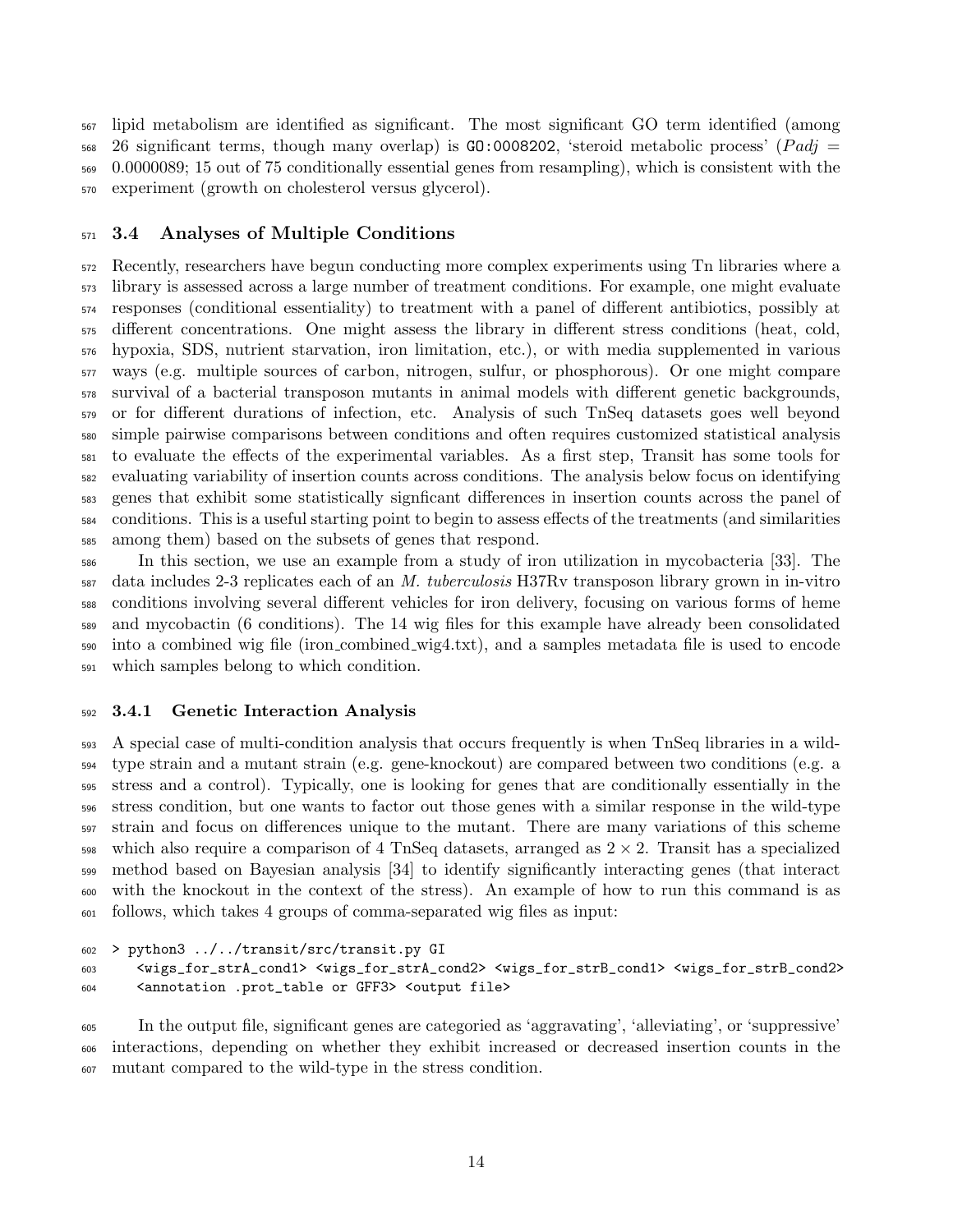lipid metabolism are identified as significant. The most significant GO term identified (among 26 significant terms, though many overlap) is GO:0008202, 'steroid metabolic process' ($Padj = 0.0000089$; 15 out of 75 conditionally essential genes from resampling), which is consistent with the experiment (growth on cholesterol versus glycerol).

## 3.4 Analyses of Multiple Conditions

Recently, researchers have begun conducting more complex experiments using Tn libraries where a library is assessed across a large number of treatment conditions. For example, one might evaluate responses (conditional essentiality) to treatment with a panel of different antibiotics, possibly at different concentrations. One might assess the library in different stress conditions (heat, cold, hypoxia, SDS, nutrient starvation, iron limitation, etc.), or with media supplemented in various ways (e.g. multiple sources of carbon, nitrogen, sulfur, or phosphorous). Or one might compare survival of a bacterial transposon mutants in animal models with different genetic backgrounds, or for different durations of infection, etc. Analysis of such TnSeq datasets goes well beyond simple pairwise comparisons between conditions and often requires customized statistical analysis to evaluate the effects of the experimental variables. As a first step, Transit has some tools for evaluating variability of insertion counts across conditions. The analysis below focus on identifying genes that exhibit some statistically signficant differences in insertion counts across the panel of conditions. This is a useful starting point to begin to assess effects of the treatments (and similarities among them) based on the subsets of genes that respond.

In this section, we use an example from a study of iron utilization in mycobacteria [33]. The data includes 2-3 replicates each of an *M. tuberculosis* H37Rv transposon library grown in in-vitro conditions involving several different vehicles for iron delivery, focusing on various forms of heme and mycobactin (6 conditions). The 14 wig files for this example have already been consolidated into a combined wig file (iron_combined_wig4.txt), and a samples metadata file is used to encode which samples belong to which condition.

### 3.4.1 Genetic Interaction Analysis

A special case of multi-condition analysis that occurs frequently is when TnSeq libraries in a wild-type strain and a mutant strain (e.g. gene-knockout) are compared between two conditions (e.g. a stress and a control). Typically, one is looking for genes that are conditionally essentially in the stress condition, but one wants to factor out those genes with a similar response in the wild-type strain and focus on differences unique to the mutant. There are many variations of this scheme which also require a comparison of 4 TnSeq datasets, arranged as $2 \times 2$. Transit has a specialized method based on Bayesian analysis [34] to identify significantly interacting genes (that interact with the knockout in the context of the stress). An example of how to run this command is as follows, which takes 4 groups of comma-separated wig files as input:

```
> python3 ../../transit/src/transit.py GI
    <wigs_for_strA_cond1> <wigs_for_strA_cond2> <wigs_for_strB_cond1> <wigs_for_strB_cond2>
    <annotation .prot_table or GFF3> <output file>
```

In the output file, significant genes are categoried as 'aggravating', 'alleviating', or 'suppressive' interactions, depending on whether they exhibit increased or decreased insertion counts in the mutant compared to the wild-type in the stress condition.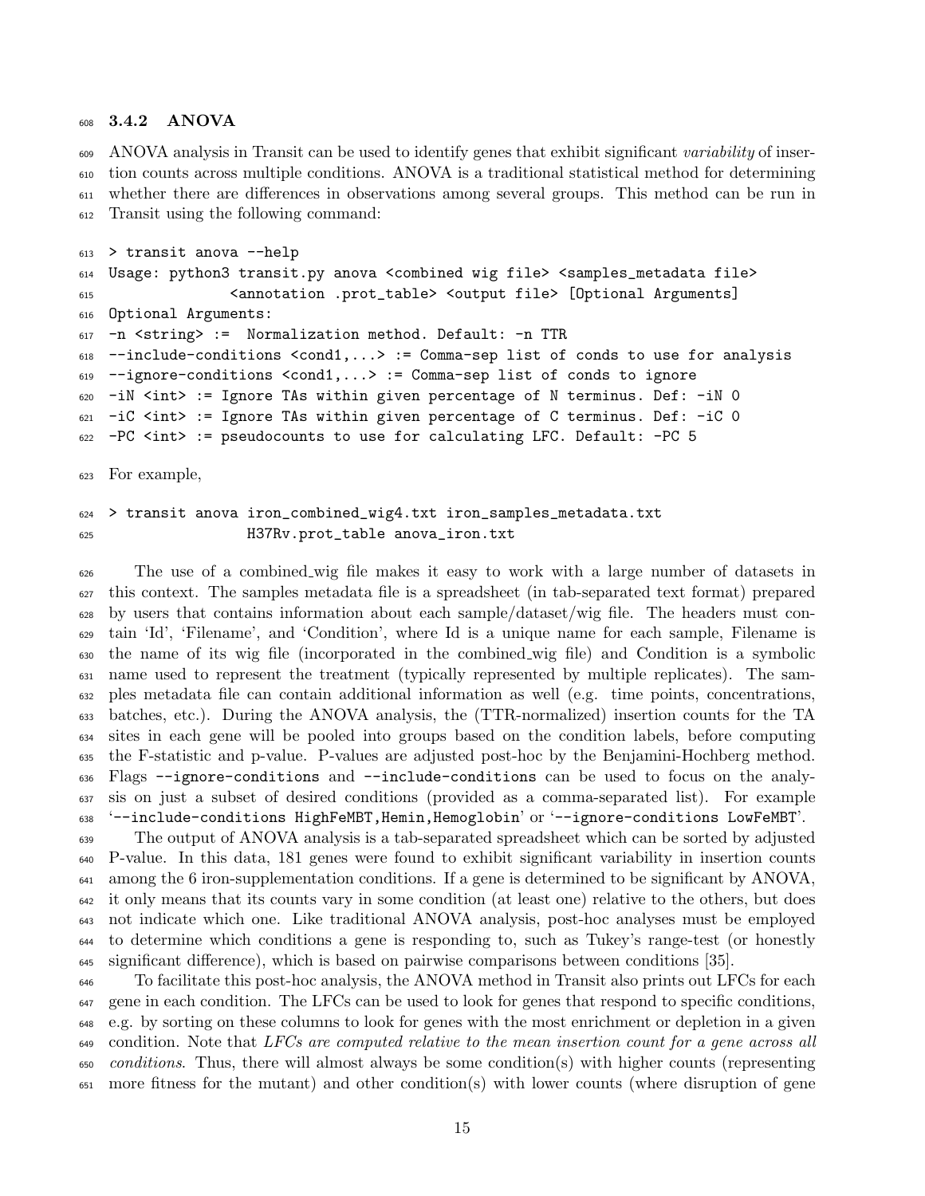### 3.4.2 ANOVA

ANOVA analysis in Transit can be used to identify genes that exhibit significant *variability* of insertion counts across multiple conditions. ANOVA is a traditional statistical method for determining whether there are differences in observations among several groups. This method can be run in Transit using the following command:

```
> transit anova --help
Usage: python3 transit.py anova <combined wig file> <samples_metadata file>
              <annotation .prot_table> <output file> [Optional Arguments]
Optional Arguments:
-n <string> :=  Normalization method. Default: -n TTR
--include-conditions <cond1,...> := Comma-sep list of conds to use for analysis
--ignore-conditions <cond1,...> := Comma-sep list of conds to ignore
-iN <int> := Ignore TAs within given percentage of N terminus. Def: -iN 0
-iC <int> := Ignore TAs within given percentage of C terminus. Def: -iC 0
-PC <int> := pseudocounts to use for calculating LFC. Default: -PC 5
```

For example,

```
> transit anova iron_combined_wig4.txt iron_samples_metadata.txt
                H37Rv.prot_table anova_iron.txt
```

The use of a combined_wig file makes it easy to work with a large number of datasets in this context. The samples metadata file is a spreadsheet (in tab-separated text format) prepared by users that contains information about each sample/dataset/wig file. The headers must contain 'Id', 'Filename', and 'Condition', where Id is a unique name for each sample, Filename is the name of its wig file (incorporated in the combined_wig file) and Condition is a symbolic name used to represent the treatment (typically represented by multiple replicates). The samples metadata file can contain additional information as well (e.g. time points, concentrations, batches, etc.). During the ANOVA analysis, the (TTR-normalized) insertion counts for the TA sites in each gene will be pooled into groups based on the condition labels, before computing the F-statistic and p-value. P-values are adjusted post-hoc by the Benjamini-Hochberg method. Flags `--ignore-conditions` and `--include-conditions` can be used to focus on the analysis on just a subset of desired conditions (provided as a comma-separated list). For example '`--include-conditions HighFeMBT,Hemin,Hemoglobin`' or '`--ignore-conditions LowFeMBT`'.

The output of ANOVA analysis is a tab-separated spreadsheet which can be sorted by adjusted P-value. In this data, 181 genes were found to exhibit significant variability in insertion counts among the 6 iron-supplementation conditions. If a gene is determined to be significant by ANOVA, it only means that its counts vary in some condition (at least one) relative to the others, but does not indicate which one. Like traditional ANOVA analysis, post-hoc analyses must be employed to determine which conditions a gene is responding to, such as Tukey's range-test (or honestly significant difference), which is based on pairwise comparisons between conditions [35].

To facilitate this post-hoc analysis, the ANOVA method in Transit also prints out LFCs for each gene in each condition. The LFCs can be used to look for genes that respond to specific conditions, e.g. by sorting on these columns to look for genes with the most enrichment or depletion in a given condition. Note that *LFCs are computed relative to the mean insertion count for a gene across all conditions*. Thus, there will almost always be some condition(s) with higher counts (representing more fitness for the mutant) and other condition(s) with lower counts (where disruption of gene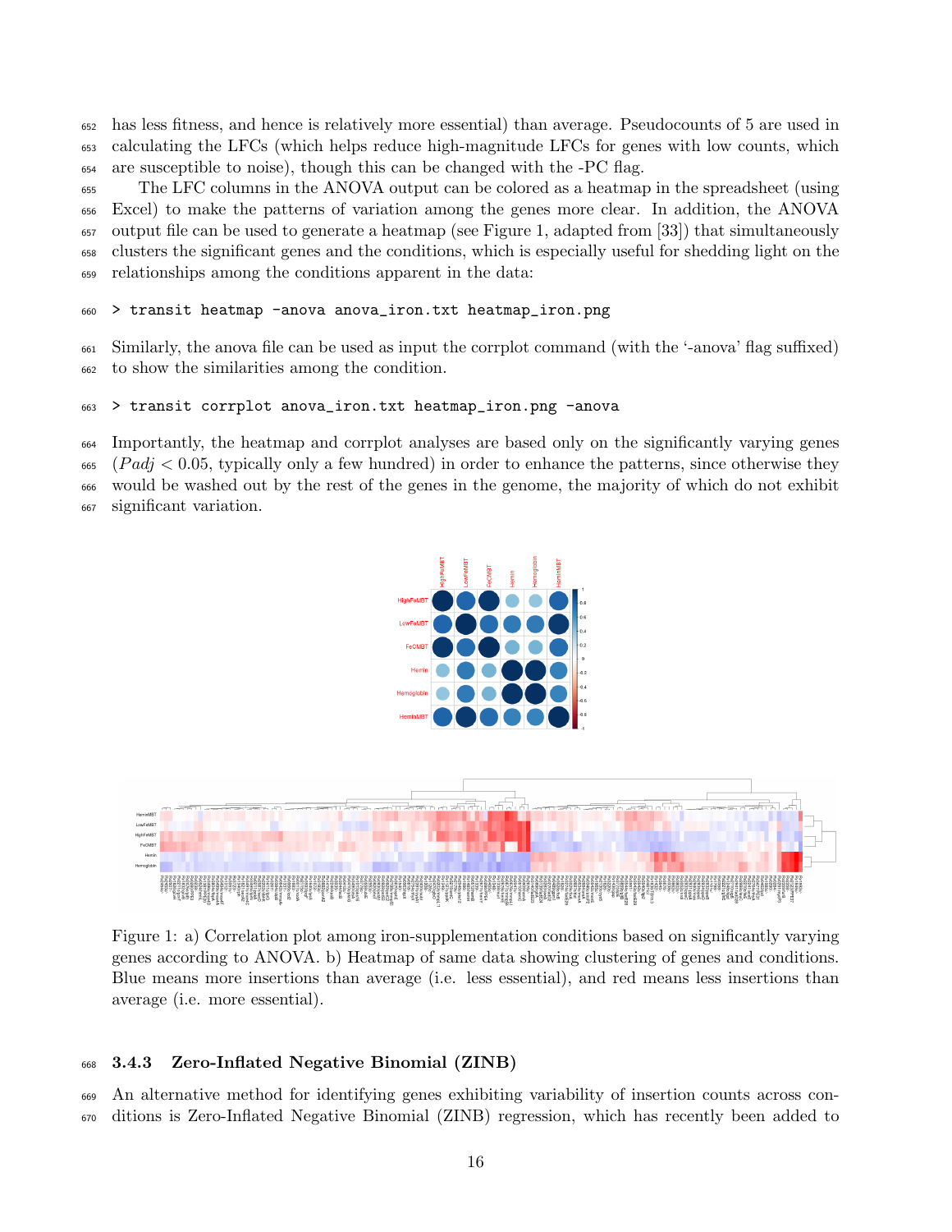has less fitness, and hence is relatively more essential) than average. Pseudocounts of 5 are used in calculating the LFCs (which helps reduce high-magnitude LFCs for genes with low counts, which are susceptible to noise), though this can be changed with the -PC flag.

The LFC columns in the ANOVA output can be colored as a heatmap in the spreadsheet (using Excel) to make the patterns of variation among the genes more clear. In addition, the ANOVA output file can be used to generate a heatmap (see Figure 1, adapted from [33]) that simultaneously clusters the significant genes and the conditions, which is especially useful for shedding light on the relationships among the conditions apparent in the data:

```
> transit heatmap -anova anova_iron.txt heatmap_iron.png
```

Similarly, the anova file can be used as input the corrplot command (with the '-anova' flag suffixed) to show the similarities among the condition.

```
> transit corrplot anova_iron.txt heatmap_iron.png -anova
```

Importantly, the heatmap and corrplot analyses are based only on the significantly varying genes ($Padj < 0.05$, typically only a few hundred) in order to enhance the patterns, since otherwise they would be washed out by the rest of the genes in the genome, the majority of which do not exhibit significant variation.

Figure 1: a) Correlation plot among iron-supplementation conditions based on significantly varying genes according to ANOVA. b) Heatmap of same data showing clustering of genes and conditions. Blue means more insertions than average (i.e. less essential), and red means less insertions than average (i.e. more essential).

### 3.4.3 Zero-Inflated Negative Binomial (ZINB)

An alternative method for identifying genes exhibiting variability of insertion counts across conditions is Zero-Inflated Negative Binomial (ZINB) regression, which has recently been added to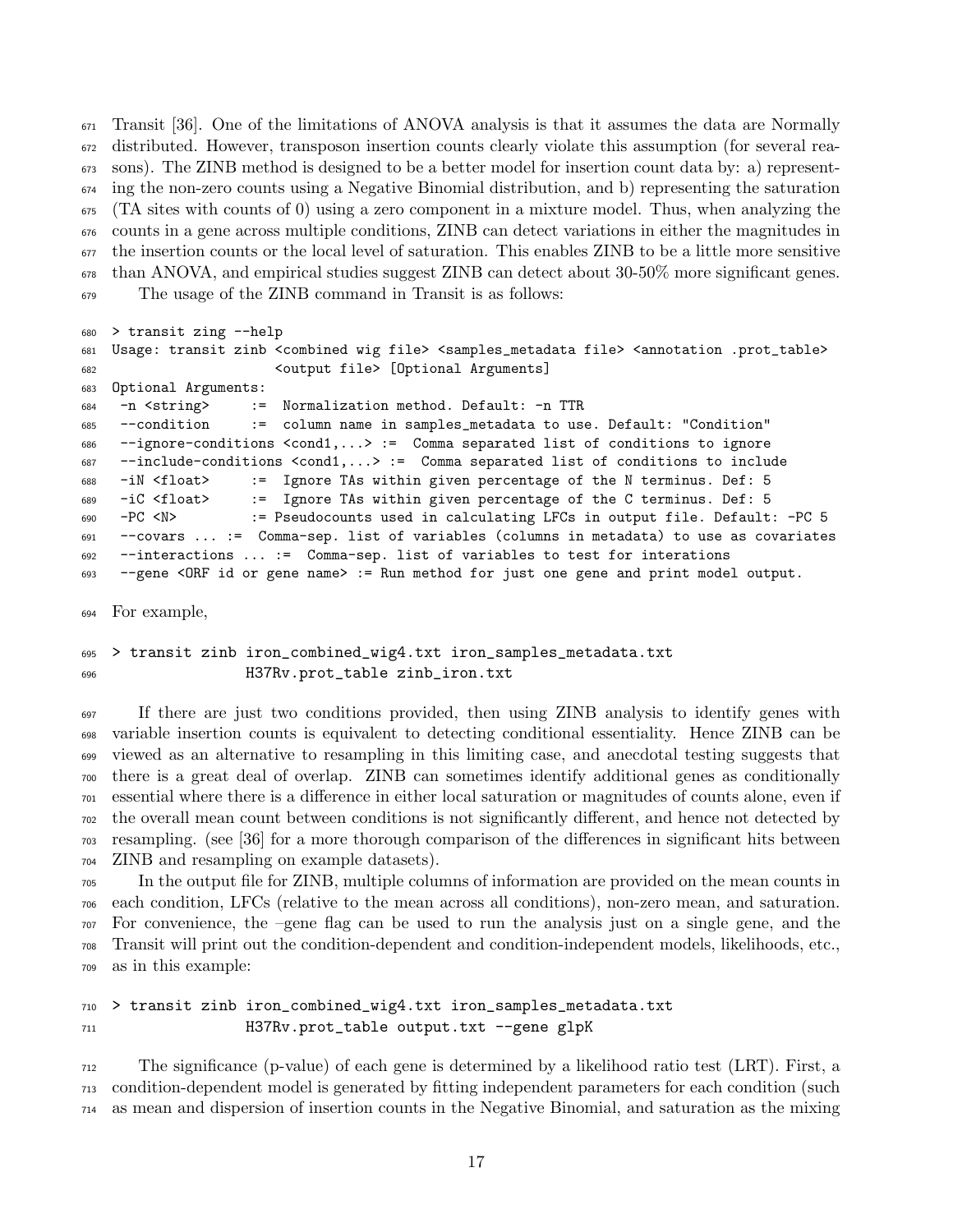Transit [36]. One of the limitations of ANOVA analysis is that it assumes the data are Normally distributed. However, transposon insertion counts clearly violate this assumption (for several reasons). The ZINB method is designed to be a better model for insertion count data by: a) representing the non-zero counts using a Negative Binomial distribution, and b) representing the saturation (TA sites with counts of 0) using a zero component in a mixture model. Thus, when analyzing the counts in a gene across multiple conditions, ZINB can detect variations in either the magnitudes in the insertion counts or the local level of saturation. This enables ZINB to be a little more sensitive than ANOVA, and empirical studies suggest ZINB can detect about 30-50% more significant genes.

The usage of the ZINB command in Transit is as follows:

```
> transit zing --help
Usage: transit zinb <combined wig file> <samples_metadata file> <annotation .prot_table>
                    <output file> [Optional Arguments]
Optional Arguments:
 -n <string>     :=  Normalization method. Default: -n TTR
 --condition     :=  column name in samples_metadata to use. Default: "Condition"
 --ignore-conditions <cond1,...> :=  Comma separated list of conditions to ignore
 --include-conditions <cond1,...> :=  Comma separated list of conditions to include
 -iN <float>     :=  Ignore TAs within given percentage of the N terminus. Def: 5
 -iC <float>     :=  Ignore TAs within given percentage of the C terminus. Def: 5
 -PC <N>         := Pseudocounts used in calculating LFCs in output file. Default: -PC 5
 --covars ... :=  Comma-sep. list of variables (columns in metadata) to use as covariates
 --interactions ... :=  Comma-sep. list of variables to test for interations
 --gene <ORF id or gene name> := Run method for just one gene and print model output.
```

For example,

```
> transit zinb iron_combined_wig4.txt iron_samples_metadata.txt
               H37Rv.prot_table zinb_iron.txt
```

If there are just two conditions provided, then using ZINB analysis to identify genes with variable insertion counts is equivalent to detecting conditional essentiality. Hence ZINB can be viewed as an alternative to resampling in this limiting case, and anecdotal testing suggests that there is a great deal of overlap. ZINB can sometimes identify additional genes as conditionally essential where there is a difference in either local saturation or magnitudes of counts alone, even if the overall mean count between conditions is not significantly different, and hence not detected by resampling. (see [36] for a more thorough comparison of the differences in significant hits between ZINB and resampling on example datasets).

In the output file for ZINB, multiple columns of information are provided on the mean counts in each condition, LFCs (relative to the mean across all conditions), non-zero mean, and saturation. For convenience, the –gene flag can be used to run the analysis just on a single gene, and the Transit will print out the condition-dependent and condition-independent models, likelihoods, etc., as in this example:

```
> transit zinb iron_combined_wig4.txt iron_samples_metadata.txt
               H37Rv.prot_table output.txt --gene glpK
```

The significance (p-value) of each gene is determined by a likelihood ratio test (LRT). First, a condition-dependent model is generated by fitting independent parameters for each condition (such as mean and dispersion of insertion counts in the Negative Binomial, and saturation as the mixing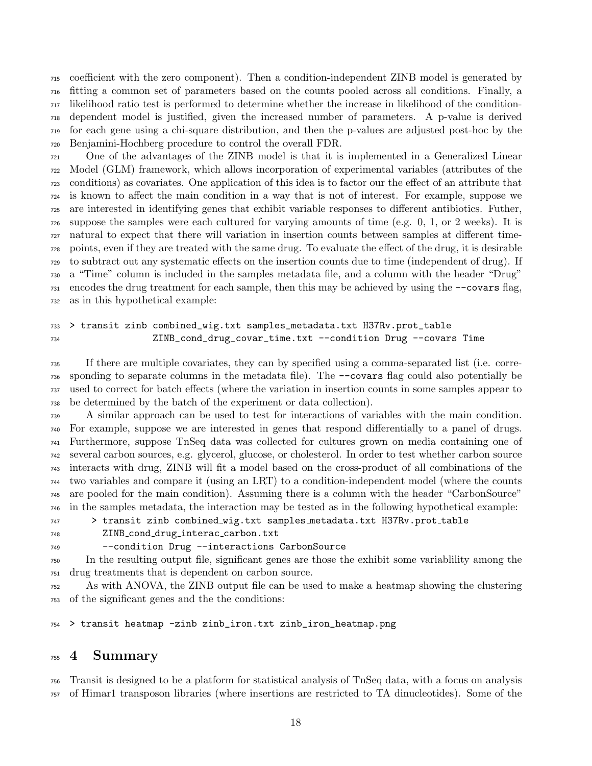coefficient with the zero component). Then a condition-independent ZINB model is generated by fitting a common set of parameters based on the counts pooled across all conditions. Finally, a likelihood ratio test is performed to determine whether the increase in likelihood of the condition-dependent model is justified, given the increased number of parameters. A p-value is derived for each gene using a chi-square distribution, and then the p-values are adjusted post-hoc by the Benjamini-Hochberg procedure to control the overall FDR.

One of the advantages of the ZINB model is that it is implemented in a Generalized Linear Model (GLM) framework, which allows incorporation of experimental variables (attributes of the conditions) as covariates. One application of this idea is to factor our the effect of an attribute that is known to affect the main condition in a way that is not of interest. For example, suppose we are interested in identifying genes that exhibit variable responses to different antibiotics. Futher, suppose the samples were each cultured for varying amounts of time (e.g. 0, 1, or 2 weeks). It is natural to expect that there will variation in insertion counts between samples at different time-points, even if they are treated with the same drug. To evaluate the effect of the drug, it is desirable to subtract out any systematic effects on the insertion counts due to time (independent of drug). If a "Time" column is included in the samples metadata file, and a column with the header "Drug" encodes the drug treatment for each sample, then this may be achieved by using the `--covars` flag, as in this hypothetical example:

```
> transit zinb combined_wig.txt samples_metadata.txt H37Rv.prot_table
                ZINB_cond_drug_covar_time.txt --condition Drug --covars Time
```

If there are multiple covariates, they can by specified using a comma-separated list (i.e. corresponding to separate columns in the metadata file). The `--covars` flag could also potentially be used to correct for batch effects (where the variation in insertion counts in some samples appear to be determined by the batch of the experiment or data collection).

A similar approach can be used to test for interactions of variables with the main condition. For example, suppose we are interested in genes that respond differentially to a panel of drugs. Furthermore, suppose TnSeq data was collected for cultures grown on media containing one of several carbon sources, e.g. glycerol, glucose, or cholesterol. In order to test whether carbon source interacts with drug, ZINB will fit a model based on the cross-product of all combinations of the two variables and compare it (using an LRT) to a condition-independent model (where the counts are pooled for the main condition). Assuming there is a column with the header "CarbonSource" in the samples metadata, the interaction may be tested as in the following hypothetical example:

```
> transit zinb combined_wig.txt samples_metadata.txt H37Rv.prot_table
  ZINB_cond_drug_interac_carbon.txt
  --condition Drug --interactions CarbonSource
```

In the resulting output file, significant genes are those the exhibit some variablility among the drug treatments that is dependent on carbon source.

As with ANOVA, the ZINB output file can be used to make a heatmap showing the clustering of the significant genes and the the conditions:

```
> transit heatmap -zinb zinb_iron.txt zinb_iron_heatmap.png
```

# 4 Summary

Transit is designed to be a platform for statistical analysis of TnSeq data, with a focus on analysis of Himar1 transposon libraries (where insertions are restricted to TA dinucleotides). Some of the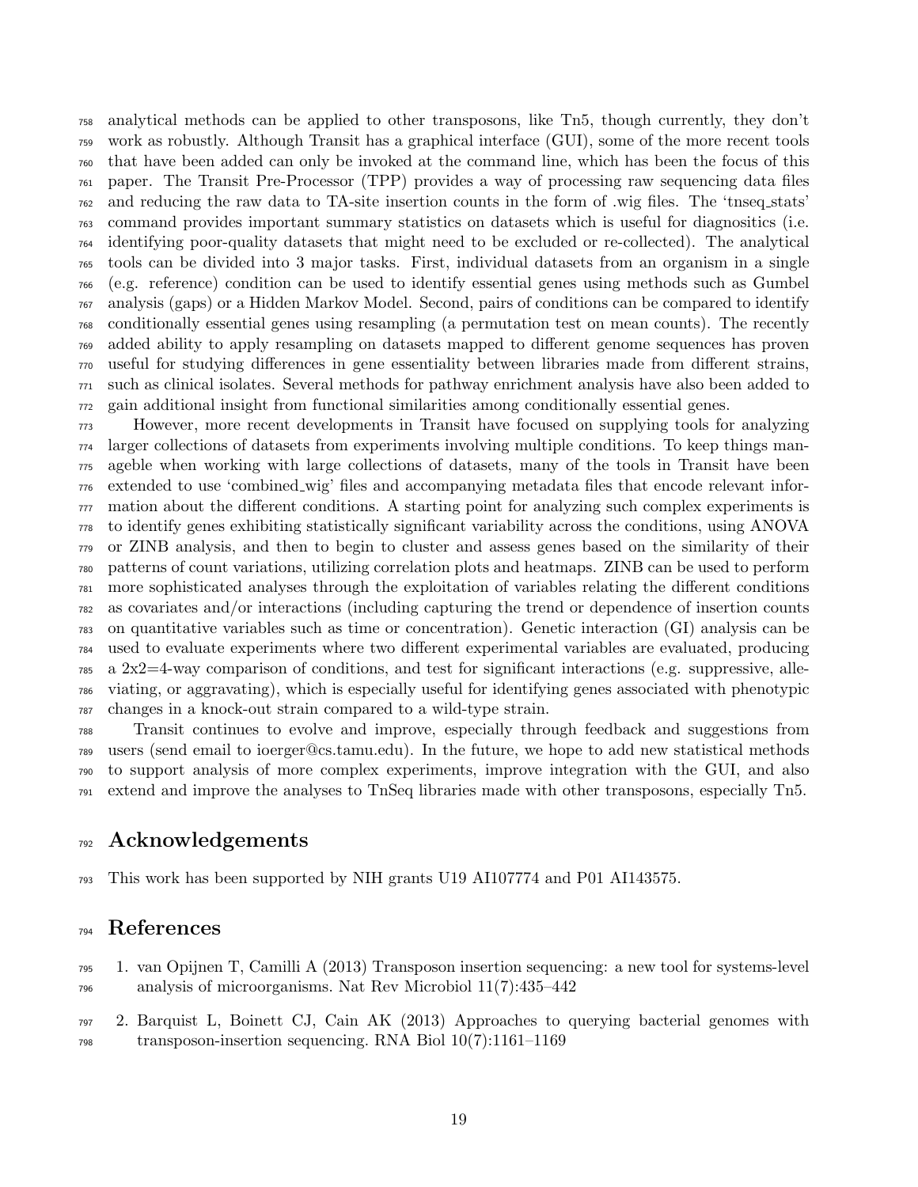analytical methods can be applied to other transposons, like Tn5, though currently, they don't work as robustly. Although Transit has a graphical interface (GUI), some of the more recent tools that have been added can only be invoked at the command line, which has been the focus of this paper. The Transit Pre-Processor (TPP) provides a way of processing raw sequencing data files and reducing the raw data to TA-site insertion counts in the form of .wig files. The 'tnseq_stats' command provides important summary statistics on datasets which is useful for diagnositics (i.e. identifying poor-quality datasets that might need to be excluded or re-collected). The analytical tools can be divided into 3 major tasks. First, individual datasets from an organism in a single (e.g. reference) condition can be used to identify essential genes using methods such as Gumbel analysis (gaps) or a Hidden Markov Model. Second, pairs of conditions can be compared to identify conditionally essential genes using resampling (a permutation test on mean counts). The recently added ability to apply resampling on datasets mapped to different genome sequences has proven useful for studying differences in gene essentiality between libraries made from different strains, such as clinical isolates. Several methods for pathway enrichment analysis have also been added to gain additional insight from functional similarities among conditionally essential genes.

However, more recent developments in Transit have focused on supplying tools for analyzing larger collections of datasets from experiments involving multiple conditions. To keep things manageble when working with large collections of datasets, many of the tools in Transit have been extended to use 'combined_wig' files and accompanying metadata files that encode relevant information about the different conditions. A starting point for analyzing such complex experiments is to identify genes exhibiting statistically significant variability across the conditions, using ANOVA or ZINB analysis, and then to begin to cluster and assess genes based on the similarity of their patterns of count variations, utilizing correlation plots and heatmaps. ZINB can be used to perform more sophisticated analyses through the exploitation of variables relating the different conditions as covariates and/or interactions (including capturing the trend or dependence of insertion counts on quantitative variables such as time or concentration). Genetic interaction (GI) analysis can be used to evaluate experiments where two different experimental variables are evaluated, producing a 2x2=4-way comparison of conditions, and test for significant interactions (e.g. suppressive, alleviating, or aggravating), which is especially useful for identifying genes associated with phenotypic changes in a knock-out strain compared to a wild-type strain.

Transit continues to evolve and improve, especially through feedback and suggestions from users (send email to ioerger@cs.tamu.edu). In the future, we hope to add new statistical methods to support analysis of more complex experiments, improve integration with the GUI, and also extend and improve the analyses to TnSeq libraries made with other transposons, especially Tn5.

# Acknowledgements

This work has been supported by NIH grants U19 AI107774 and P01 AI143575.

# References

1. van Opijnen T, Camilli A (2013) Transposon insertion sequencing: a new tool for systems-level analysis of microorganisms. Nat Rev Microbiol 11(7):435–442

2. Barquist L, Boinett CJ, Cain AK (2013) Approaches to querying bacterial genomes with transposon-insertion sequencing. RNA Biol 10(7):1161–1169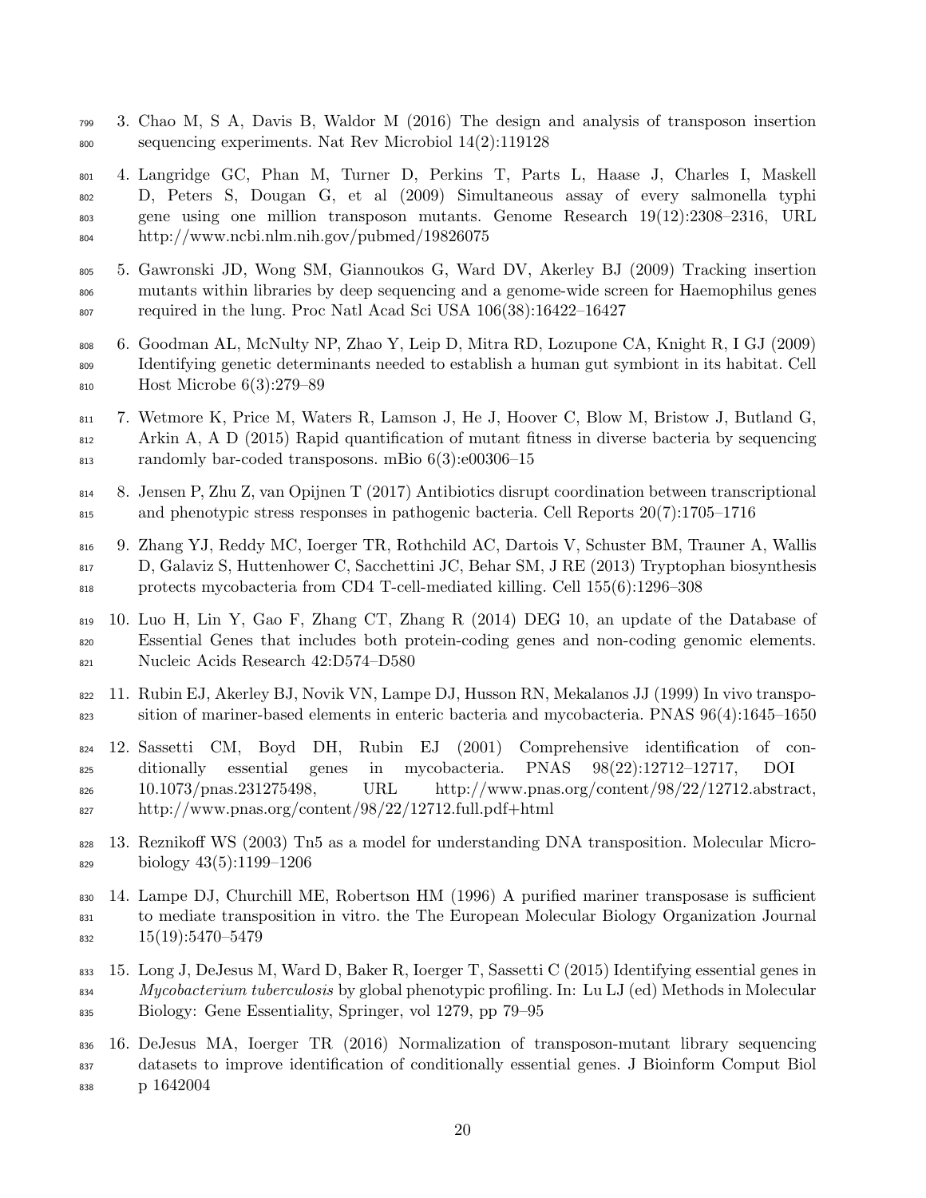3. Chao M, S A, Davis B, Waldor M (2016) The design and analysis of transposon insertion sequencing experiments. Nat Rev Microbiol 14(2):119128

4. Langridge GC, Phan M, Turner D, Perkins T, Parts L, Haase J, Charles I, Maskell D, Peters S, Dougan G, et al (2009) Simultaneous assay of every salmonella typhi gene using one million transposon mutants. Genome Research 19(12):2308–2316, URL http://www.ncbi.nlm.nih.gov/pubmed/19826075

5. Gawronski JD, Wong SM, Giannoukos G, Ward DV, Akerley BJ (2009) Tracking insertion mutants within libraries by deep sequencing and a genome-wide screen for Haemophilus genes required in the lung. Proc Natl Acad Sci USA 106(38):16422–16427

6. Goodman AL, McNulty NP, Zhao Y, Leip D, Mitra RD, Lozupone CA, Knight R, I GJ (2009) Identifying genetic determinants needed to establish a human gut symbiont in its habitat. Cell Host Microbe 6(3):279–89

7. Wetmore K, Price M, Waters R, Lamson J, He J, Hoover C, Blow M, Bristow J, Butland G, Arkin A, A D (2015) Rapid quantification of mutant fitness in diverse bacteria by sequencing randomly bar-coded transposons. mBio 6(3):e00306–15

8. Jensen P, Zhu Z, van Opijnen T (2017) Antibiotics disrupt coordination between transcriptional and phenotypic stress responses in pathogenic bacteria. Cell Reports 20(7):1705–1716

9. Zhang YJ, Reddy MC, Ioerger TR, Rothchild AC, Dartois V, Schuster BM, Trauner A, Wallis D, Galaviz S, Huttenhower C, Sacchettini JC, Behar SM, J RE (2013) Tryptophan biosynthesis protects mycobacteria from CD4 T-cell-mediated killing. Cell 155(6):1296–308

10. Luo H, Lin Y, Gao F, Zhang CT, Zhang R (2014) DEG 10, an update of the Database of Essential Genes that includes both protein-coding genes and non-coding genomic elements. Nucleic Acids Research 42:D574–D580

11. Rubin EJ, Akerley BJ, Novik VN, Lampe DJ, Husson RN, Mekalanos JJ (1999) In vivo transposition of mariner-based elements in enteric bacteria and mycobacteria. PNAS 96(4):1645–1650

12. Sassetti CM, Boyd DH, Rubin EJ (2001) Comprehensive identification of conditionally essential genes in mycobacteria. PNAS 98(22):12712–12717, DOI 10.1073/pnas.231275498, URL http://www.pnas.org/content/98/22/12712.abstract, http://www.pnas.org/content/98/22/12712.full.pdf+html

13. Reznikoff WS (2003) Tn5 as a model for understanding DNA transposition. Molecular Microbiology 43(5):1199–1206

14. Lampe DJ, Churchill ME, Robertson HM (1996) A purified mariner transposase is sufficient to mediate transposition in vitro. the The European Molecular Biology Organization Journal 15(19):5470–5479

15. Long J, DeJesus M, Ward D, Baker R, Ioerger T, Sassetti C (2015) Identifying essential genes in *Mycobacterium tuberculosis* by global phenotypic profiling. In: Lu LJ (ed) Methods in Molecular Biology: Gene Essentiality, Springer, vol 1279, pp 79–95

16. DeJesus MA, Ioerger TR (2016) Normalization of transposon-mutant library sequencing datasets to improve identification of conditionally essential genes. J Bioinform Comput Biol p 1642004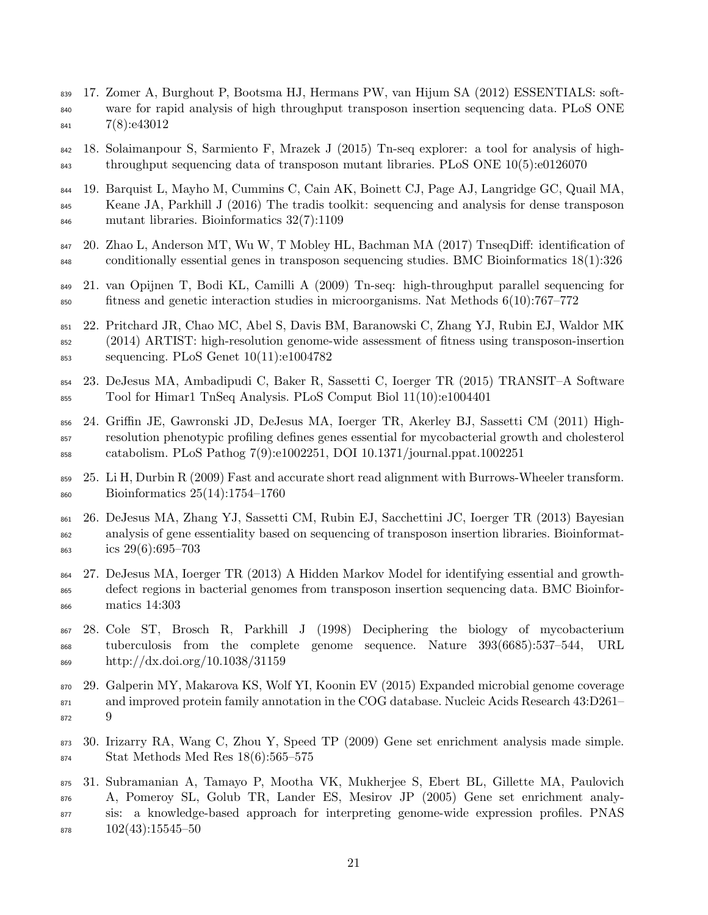17. Zomer A, Burghout P, Bootsma HJ, Hermans PW, van Hijum SA (2012) ESSENTIALS: software for rapid analysis of high throughput transposon insertion sequencing data. PLoS ONE 7(8):e43012

18. Solaimanpour S, Sarmiento F, Mrazek J (2015) Tn-seq explorer: a tool for analysis of high-throughput sequencing data of transposon mutant libraries. PLoS ONE 10(5):e0126070

19. Barquist L, Mayho M, Cummins C, Cain AK, Boinett CJ, Page AJ, Langridge GC, Quail MA, Keane JA, Parkhill J (2016) The tradis toolkit: sequencing and analysis for dense transposon mutant libraries. Bioinformatics 32(7):1109

20. Zhao L, Anderson MT, Wu W, T Mobley HL, Bachman MA (2017) TnseqDiff: identification of conditionally essential genes in transposon sequencing studies. BMC Bioinformatics 18(1):326

21. van Opijnen T, Bodi KL, Camilli A (2009) Tn-seq: high-throughput parallel sequencing for fitness and genetic interaction studies in microorganisms. Nat Methods 6(10):767–772

22. Pritchard JR, Chao MC, Abel S, Davis BM, Baranowski C, Zhang YJ, Rubin EJ, Waldor MK (2014) ARTIST: high-resolution genome-wide assessment of fitness using transposon-insertion sequencing. PLoS Genet 10(11):e1004782

23. DeJesus MA, Ambadipudi C, Baker R, Sassetti C, Ioerger TR (2015) TRANSIT–A Software Tool for Himar1 TnSeq Analysis. PLoS Comput Biol 11(10):e1004401

24. Griffin JE, Gawronski JD, DeJesus MA, Ioerger TR, Akerley BJ, Sassetti CM (2011) High-resolution phenotypic profiling defines genes essential for mycobacterial growth and cholesterol catabolism. PLoS Pathog 7(9):e1002251, DOI 10.1371/journal.ppat.1002251

25. Li H, Durbin R (2009) Fast and accurate short read alignment with Burrows-Wheeler transform. Bioinformatics 25(14):1754–1760

26. DeJesus MA, Zhang YJ, Sassetti CM, Rubin EJ, Sacchettini JC, Ioerger TR (2013) Bayesian analysis of gene essentiality based on sequencing of transposon insertion libraries. Bioinformatics 29(6):695–703

27. DeJesus MA, Ioerger TR (2013) A Hidden Markov Model for identifying essential and growth-defect regions in bacterial genomes from transposon insertion sequencing data. BMC Bioinformatics 14:303

28. Cole ST, Brosch R, Parkhill J (1998) Deciphering the biology of mycobacterium tuberculosis from the complete genome sequence. Nature 393(6685):537–544, URL http://dx.doi.org/10.1038/31159

29. Galperin MY, Makarova KS, Wolf YI, Koonin EV (2015) Expanded microbial genome coverage and improved protein family annotation in the COG database. Nucleic Acids Research 43:D261–9

30. Irizarry RA, Wang C, Zhou Y, Speed TP (2009) Gene set enrichment analysis made simple. Stat Methods Med Res 18(6):565–575

31. Subramanian A, Tamayo P, Mootha VK, Mukherjee S, Ebert BL, Gillette MA, Paulovich A, Pomeroy SL, Golub TR, Lander ES, Mesirov JP (2005) Gene set enrichment analysis: a knowledge-based approach for interpreting genome-wide expression profiles. PNAS 102(43):15545–50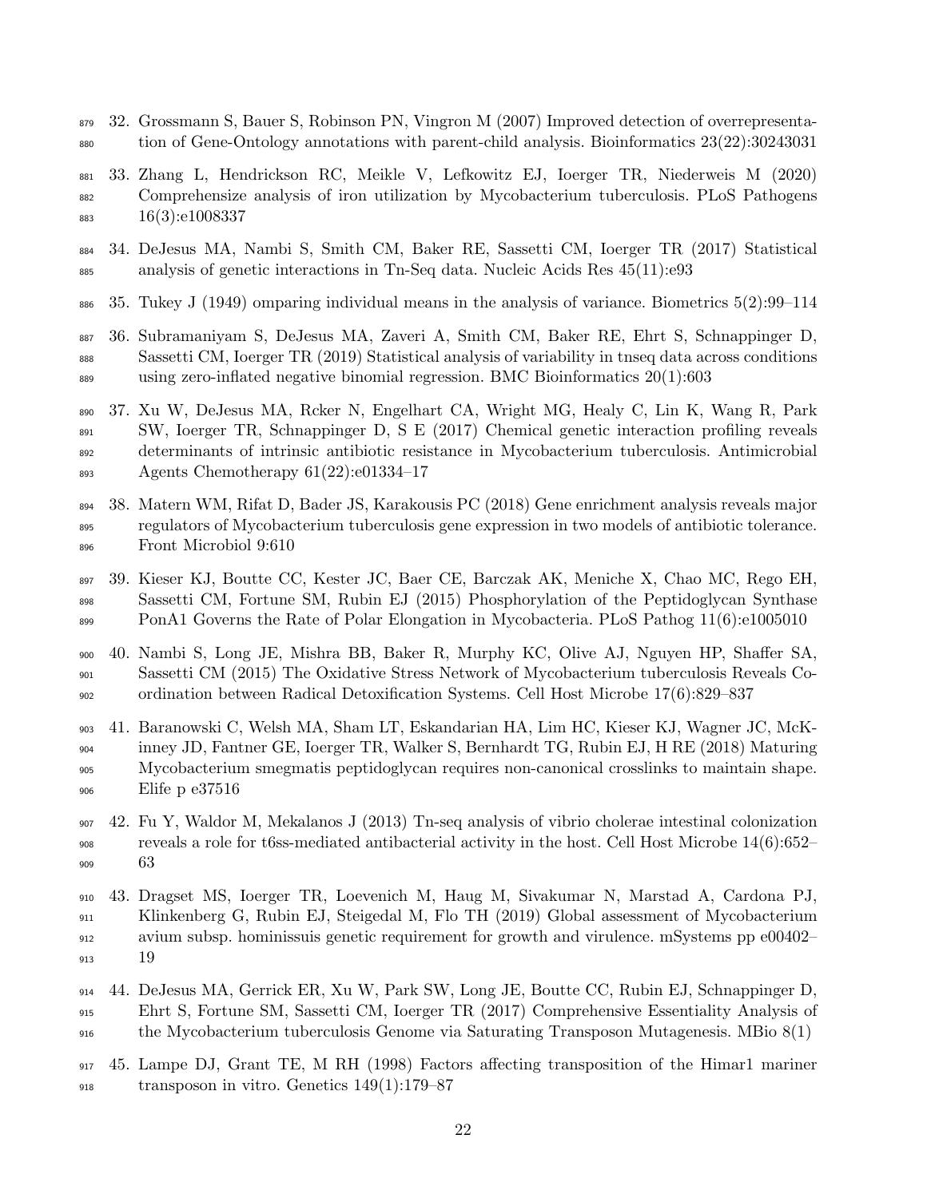32. Grossmann S, Bauer S, Robinson PN, Vingron M (2007) Improved detection of overrepresentation of Gene-Ontology annotations with parent-child analysis. Bioinformatics 23(22):30243031

33. Zhang L, Hendrickson RC, Meikle V, Lefkowitz EJ, Ioerger TR, Niederweis M (2020) Comprehensize analysis of iron utilization by Mycobacterium tuberculosis. PLoS Pathogens 16(3):e1008337

34. DeJesus MA, Nambi S, Smith CM, Baker RE, Sassetti CM, Ioerger TR (2017) Statistical analysis of genetic interactions in Tn-Seq data. Nucleic Acids Res 45(11):e93

35. Tukey J (1949) omparing individual means in the analysis of variance. Biometrics 5(2):99–114

36. Subramaniyam S, DeJesus MA, Zaveri A, Smith CM, Baker RE, Ehrt S, Schnappinger D, Sassetti CM, Ioerger TR (2019) Statistical analysis of variability in tnseq data across conditions using zero-inflated negative binomial regression. BMC Bioinformatics 20(1):603

37. Xu W, DeJesus MA, Rcker N, Engelhart CA, Wright MG, Healy C, Lin K, Wang R, Park SW, Ioerger TR, Schnappinger D, S E (2017) Chemical genetic interaction profiling reveals determinants of intrinsic antibiotic resistance in Mycobacterium tuberculosis. Antimicrobial Agents Chemotherapy 61(22):e01334–17

38. Matern WM, Rifat D, Bader JS, Karakousis PC (2018) Gene enrichment analysis reveals major regulators of Mycobacterium tuberculosis gene expression in two models of antibiotic tolerance. Front Microbiol 9:610

39. Kieser KJ, Boutte CC, Kester JC, Baer CE, Barczak AK, Meniche X, Chao MC, Rego EH, Sassetti CM, Fortune SM, Rubin EJ (2015) Phosphorylation of the Peptidoglycan Synthase PonA1 Governs the Rate of Polar Elongation in Mycobacteria. PLoS Pathog 11(6):e1005010

40. Nambi S, Long JE, Mishra BB, Baker R, Murphy KC, Olive AJ, Nguyen HP, Shaffer SA, Sassetti CM (2015) The Oxidative Stress Network of Mycobacterium tuberculosis Reveals Coordination between Radical Detoxification Systems. Cell Host Microbe 17(6):829–837

41. Baranowski C, Welsh MA, Sham LT, Eskandarian HA, Lim HC, Kieser KJ, Wagner JC, McKinney JD, Fantner GE, Ioerger TR, Walker S, Bernhardt TG, Rubin EJ, H RE (2018) Maturing Mycobacterium smegmatis peptidoglycan requires non-canonical crosslinks to maintain shape. Elife p e37516

42. Fu Y, Waldor M, Mekalanos J (2013) Tn-seq analysis of vibrio cholerae intestinal colonization reveals a role for t6ss-mediated antibacterial activity in the host. Cell Host Microbe 14(6):652–63

43. Dragset MS, Ioerger TR, Loevenich M, Haug M, Sivakumar N, Marstad A, Cardona PJ, Klinkenberg G, Rubin EJ, Steigedal M, Flo TH (2019) Global assessment of Mycobacterium avium subsp. hominissuis genetic requirement for growth and virulence. mSystems pp e00402–19

44. DeJesus MA, Gerrick ER, Xu W, Park SW, Long JE, Boutte CC, Rubin EJ, Schnappinger D, Ehrt S, Fortune SM, Sassetti CM, Ioerger TR (2017) Comprehensive Essentiality Analysis of the Mycobacterium tuberculosis Genome via Saturating Transposon Mutagenesis. MBio 8(1)

45. Lampe DJ, Grant TE, M RH (1998) Factors affecting transposition of the Himar1 mariner transposon in vitro. Genetics 149(1):179–87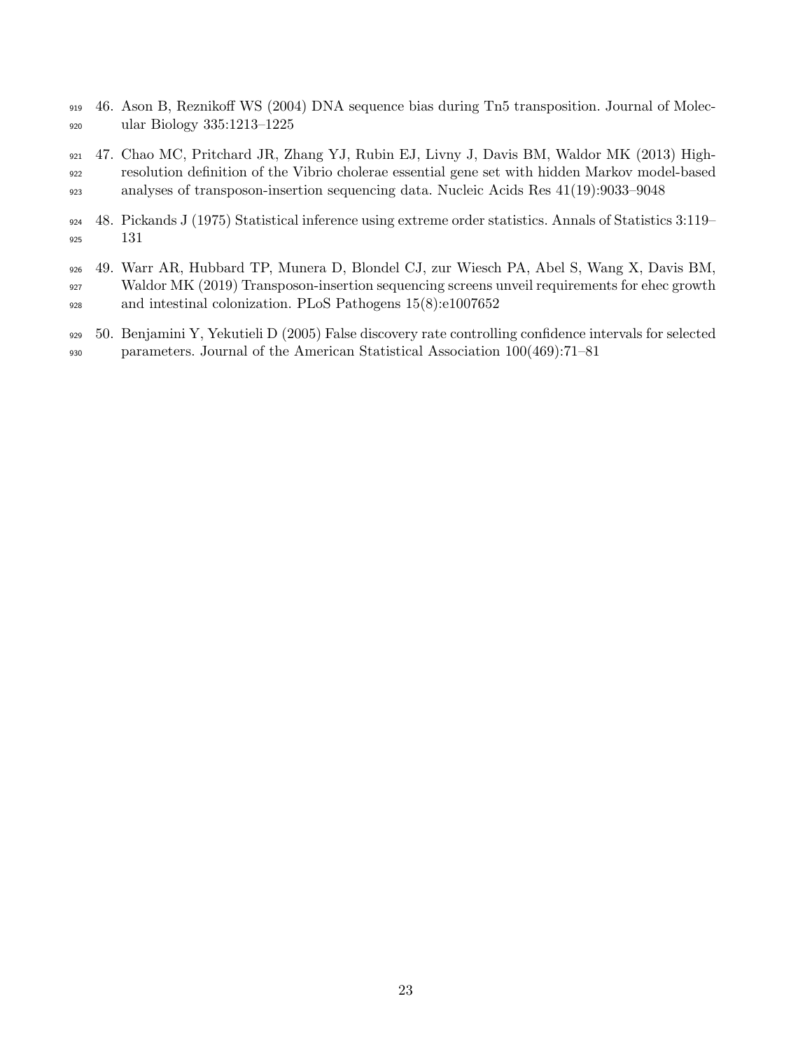46. Ason B, Reznikoff WS (2004) DNA sequence bias during Tn5 transposition. Journal of Molecular Biology 335:1213–1225

47. Chao MC, Pritchard JR, Zhang YJ, Rubin EJ, Livny J, Davis BM, Waldor MK (2013) High-resolution definition of the Vibrio cholerae essential gene set with hidden Markov model-based analyses of transposon-insertion sequencing data. Nucleic Acids Res 41(19):9033–9048

48. Pickands J (1975) Statistical inference using extreme order statistics. Annals of Statistics 3:119–131

49. Warr AR, Hubbard TP, Munera D, Blondel CJ, zur Wiesch PA, Abel S, Wang X, Davis BM, Waldor MK (2019) Transposon-insertion sequencing screens unveil requirements for ehec growth and intestinal colonization. PLoS Pathogens 15(8):e1007652

50. Benjamini Y, Yekutieli D (2005) False discovery rate controlling confidence intervals for selected parameters. Journal of the American Statistical Association 100(469):71–81